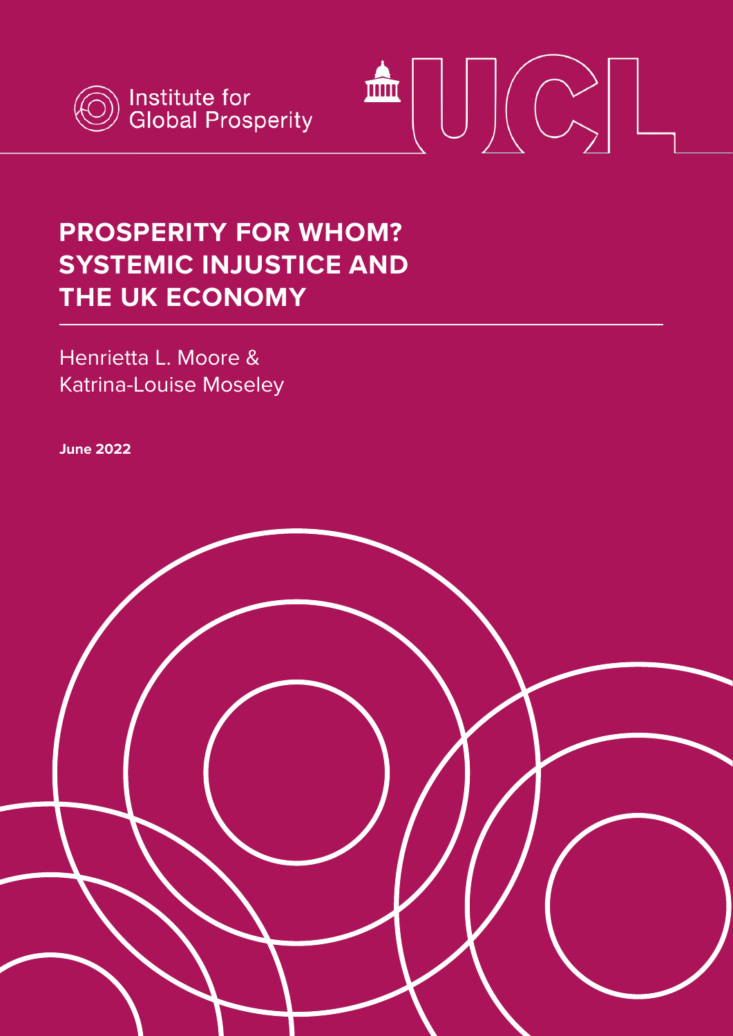Institute for Global Prosperity

UCL

# PROSPERITY FOR WHOM? SYSTEMIC INJUSTICE AND THE UK ECONOMY

Henrietta L. Moore & Katrina-Louise Moseley

**June 2022**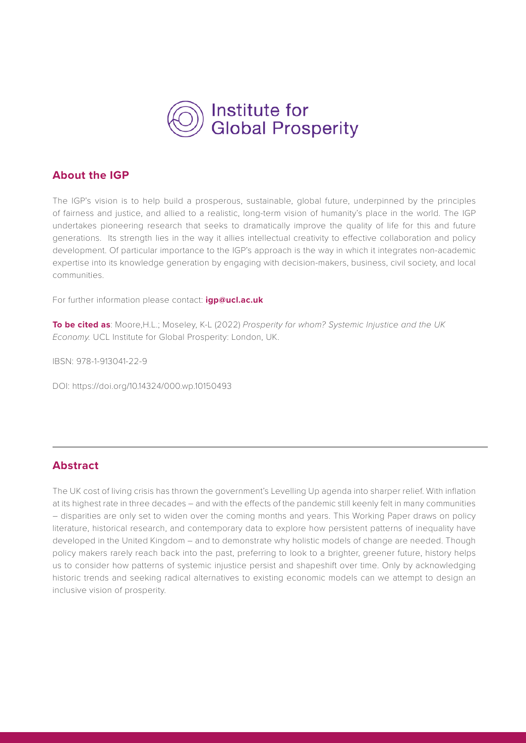Institute for Global Prosperity

## About the IGP

The IGP's vision is to help build a prosperous, sustainable, global future, underpinned by the principles of fairness and justice, and allied to a realistic, long-term vision of humanity's place in the world. The IGP undertakes pioneering research that seeks to dramatically improve the quality of life for this and future generations. Its strength lies in the way it allies intellectual creativity to effective collaboration and policy development. Of particular importance to the IGP's approach is the way in which it integrates non-academic expertise into its knowledge generation by engaging with decision-makers, business, civil society, and local communities.

For further information please contact: **igp@ucl.ac.uk**

**To be cited as**: Moore,H.L.; Moseley, K-L (2022) *Prosperity for whom? Systemic Injustice and the UK Economy.* UCL Institute for Global Prosperity: London, UK.

IBSN: 978-1-913041-22-9

DOI: https://doi.org/10.14324/000.wp.10150493

## Abstract

The UK cost of living crisis has thrown the government's Levelling Up agenda into sharper relief. With inflation at its highest rate in three decades – and with the effects of the pandemic still keenly felt in many communities – disparities are only set to widen over the coming months and years. This Working Paper draws on policy literature, historical research, and contemporary data to explore how persistent patterns of inequality have developed in the United Kingdom – and to demonstrate why holistic models of change are needed. Though policy makers rarely reach back into the past, preferring to look to a brighter, greener future, history helps us to consider how patterns of systemic injustice persist and shapeshift over time. Only by acknowledging historic trends and seeking radical alternatives to existing economic models can we attempt to design an inclusive vision of prosperity.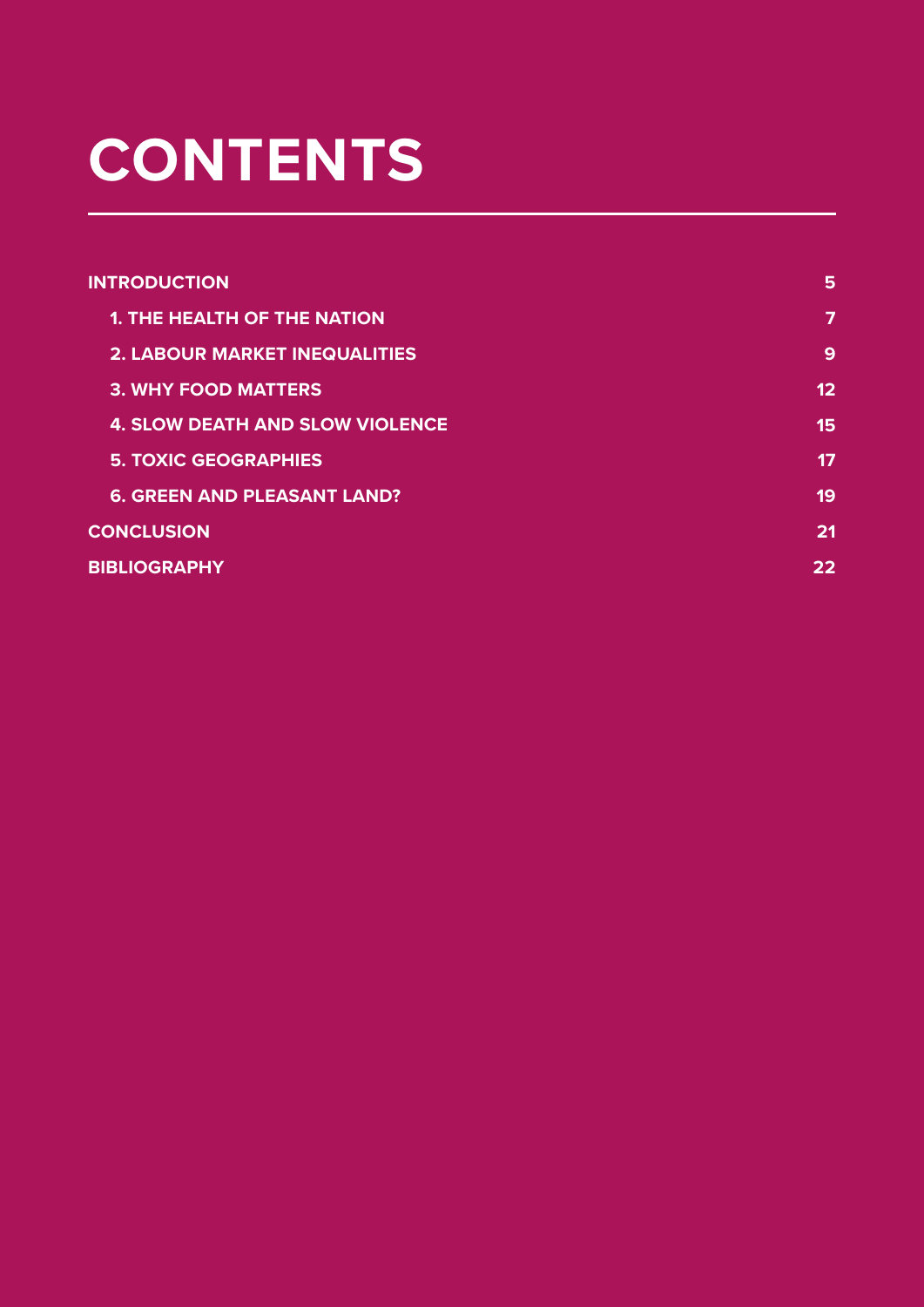# CONTENTS

- INTRODUCTION 5
  - 1. THE HEALTH OF THE NATION 7
  - 2. LABOUR MARKET INEQUALITIES 9
  - 3. WHY FOOD MATTERS 12
  - 4. SLOW DEATH AND SLOW VIOLENCE 15
  - 5. TOXIC GEOGRAPHIES 17
  - 6. GREEN AND PLEASANT LAND? 19
- CONCLUSION 21
- BIBLIOGRAPHY 22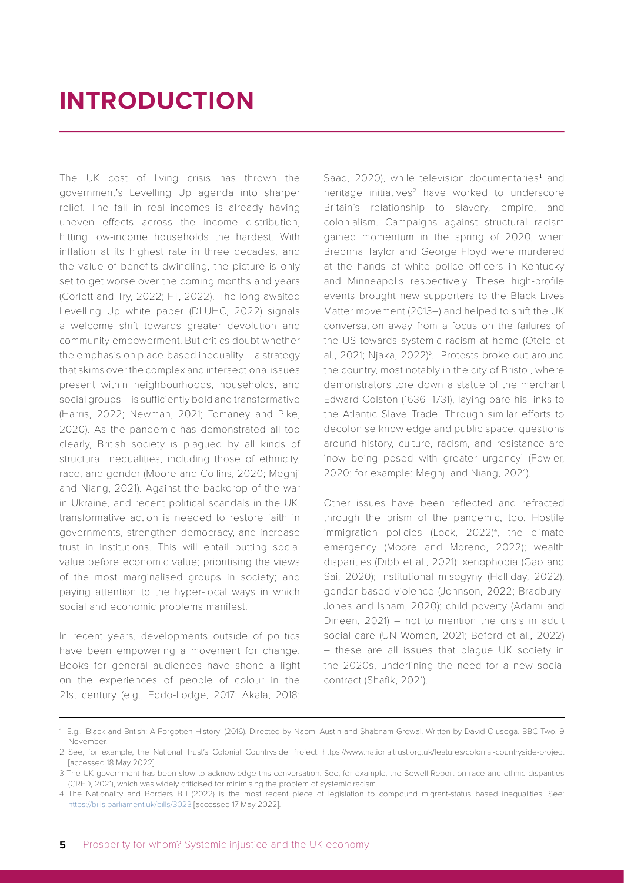# INTRODUCTION

The UK cost of living crisis has thrown the government's Levelling Up agenda into sharper relief. The fall in real incomes is already having uneven effects across the income distribution, hitting low-income households the hardest. With inflation at its highest rate in three decades, and the value of benefits dwindling, the picture is only set to get worse over the coming months and years (Corlett and Try, 2022; FT, 2022). The long-awaited Levelling Up white paper (DLUHC, 2022) signals a welcome shift towards greater devolution and community empowerment. But critics doubt whether the emphasis on place-based inequality – a strategy that skims over the complex and intersectional issues present within neighbourhoods, households, and social groups – is sufficiently bold and transformative (Harris, 2022; Newman, 2021; Tomaney and Pike, 2020). As the pandemic has demonstrated all too clearly, British society is plagued by all kinds of structural inequalities, including those of ethnicity, race, and gender (Moore and Collins, 2020; Meghji and Niang, 2021). Against the backdrop of the war in Ukraine, and recent political scandals in the UK, transformative action is needed to restore faith in governments, strengthen democracy, and increase trust in institutions. This will entail putting social value before economic value; prioritising the views of the most marginalised groups in society; and paying attention to the hyper-local ways in which social and economic problems manifest.

In recent years, developments outside of politics have been empowering a movement for change. Books for general audiences have shone a light on the experiences of people of colour in the 21st century (e.g., Eddo-Lodge, 2017; Akala, 2018; Saad, 2020), while television documentaries[1] and heritage initiatives[2] have worked to underscore Britain's relationship to slavery, empire, and colonialism. Campaigns against structural racism gained momentum in the spring of 2020, when Breonna Taylor and George Floyd were murdered at the hands of white police officers in Kentucky and Minneapolis respectively. These high-profile events brought new supporters to the Black Lives Matter movement (2013–) and helped to shift the UK conversation away from a focus on the failures of the US towards systemic racism at home (Otele et al., 2021; Njaka, 2022)[3]. Protests broke out around the country, most notably in the city of Bristol, where demonstrators tore down a statue of the merchant Edward Colston (1636–1731), laying bare his links to the Atlantic Slave Trade. Through similar efforts to decolonise knowledge and public space, questions around history, culture, racism, and resistance are 'now being posed with greater urgency' (Fowler, 2020; for example: Meghji and Niang, 2021).

Other issues have been reflected and refracted through the prism of the pandemic, too. Hostile immigration policies (Lock, 2022)[4], the climate emergency (Moore and Moreno, 2022); wealth disparities (Dibb et al., 2021); xenophobia (Gao and Sai, 2020); institutional misogyny (Halliday, 2022); gender-based violence (Johnson, 2022; Bradbury-Jones and Isham, 2020); child poverty (Adami and Dineen, 2021) – not to mention the crisis in adult social care (UN Women, 2021; Beford et al., 2022) – these are all issues that plague UK society in the 2020s, underlining the need for a new social contract (Shafik, 2021).

---

1 E.g., 'Black and British: A Forgotten History' (2016). Directed by Naomi Austin and Shabnam Grewal. Written by David Olusoga. BBC Two, 9 November.

2 See, for example, the National Trust's Colonial Countryside Project: https://www.nationaltrust.org.uk/features/colonial-countryside-project [accessed 18 May 2022].

3 The UK government has been slow to acknowledge this conversation. See, for example, the Sewell Report on race and ethnic disparities (CRED, 2021), which was widely criticised for minimising the problem of systemic racism.

4 The Nationality and Borders Bill (2022) is the most recent piece of legislation to compound migrant-status based inequalities. See: https://bills.parliament.uk/bills/3023 [accessed 17 May 2022].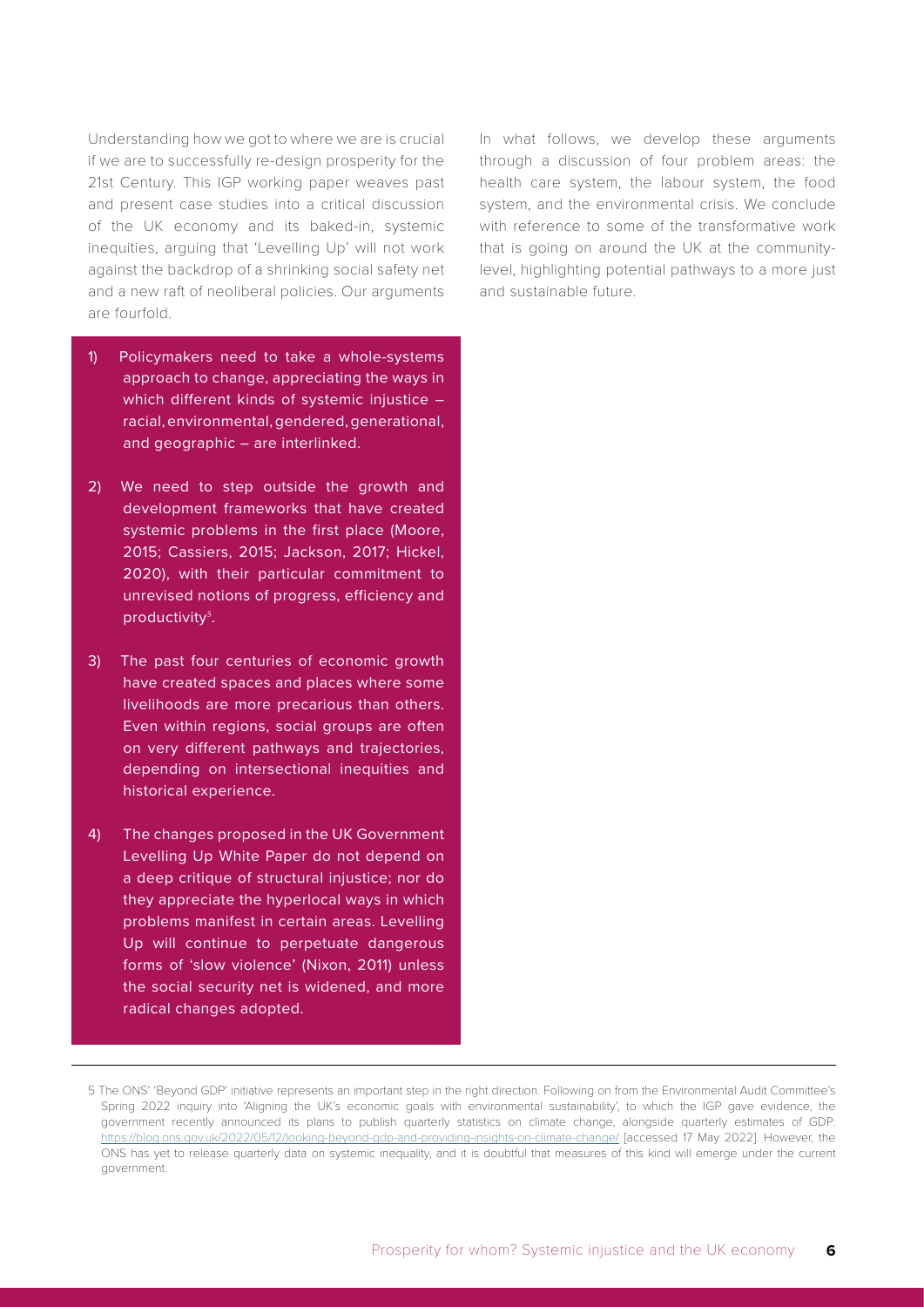Understanding how we got to where we are is crucial if we are to successfully re-design prosperity for the 21st Century. This IGP working paper weaves past and present case studies into a critical discussion of the UK economy and its baked-in, systemic inequities, arguing that 'Levelling Up' will not work against the backdrop of a shrinking social safety net and a new raft of neoliberal policies. Our arguments are fourfold.

1) Policymakers need to take a whole-systems approach to change, appreciating the ways in which different kinds of systemic injustice – racial, environmental, gendered, generational, and geographic – are interlinked.

2) We need to step outside the growth and development frameworks that have created systemic problems in the first place (Moore, 2015; Cassiers, 2015; Jackson, 2017; Hickel, 2020), with their particular commitment to unrevised notions of progress, efficiency and productivity[5].

3) The past four centuries of economic growth have created spaces and places where some livelihoods are more precarious than others. Even within regions, social groups are often on very different pathways and trajectories, depending on intersectional inequities and historical experience.

4) The changes proposed in the UK Government Levelling Up White Paper do not depend on a deep critique of structural injustice; nor do they appreciate the hyperlocal ways in which problems manifest in certain areas. Levelling Up will continue to perpetuate dangerous forms of 'slow violence' (Nixon, 2011) unless the social security net is widened, and more radical changes adopted.

In what follows, we develop these arguments through a discussion of four problem areas: the health care system, the labour system, the food system, and the environmental crisis. We conclude with reference to some of the transformative work that is going on around the UK at the community-level, highlighting potential pathways to a more just and sustainable future.

---

5 The ONS' 'Beyond GDP' initiative represents an important step in the right direction. Following on from the Environmental Audit Committee's Spring 2022 inquiry into 'Aligning the UK's economic goals with environmental sustainability', to which the IGP gave evidence, the government recently announced its plans to publish quarterly statistics on climate change, alongside quarterly estimates of GDP: https://blog.ons.gov.uk/2022/05/12/looking-beyond-gdp-and-providing-insights-on-climate-change/ [accessed 17 May 2022]. However, the ONS has yet to release quarterly data on systemic inequality, and it is doubtful that measures of this kind will emerge under the current government.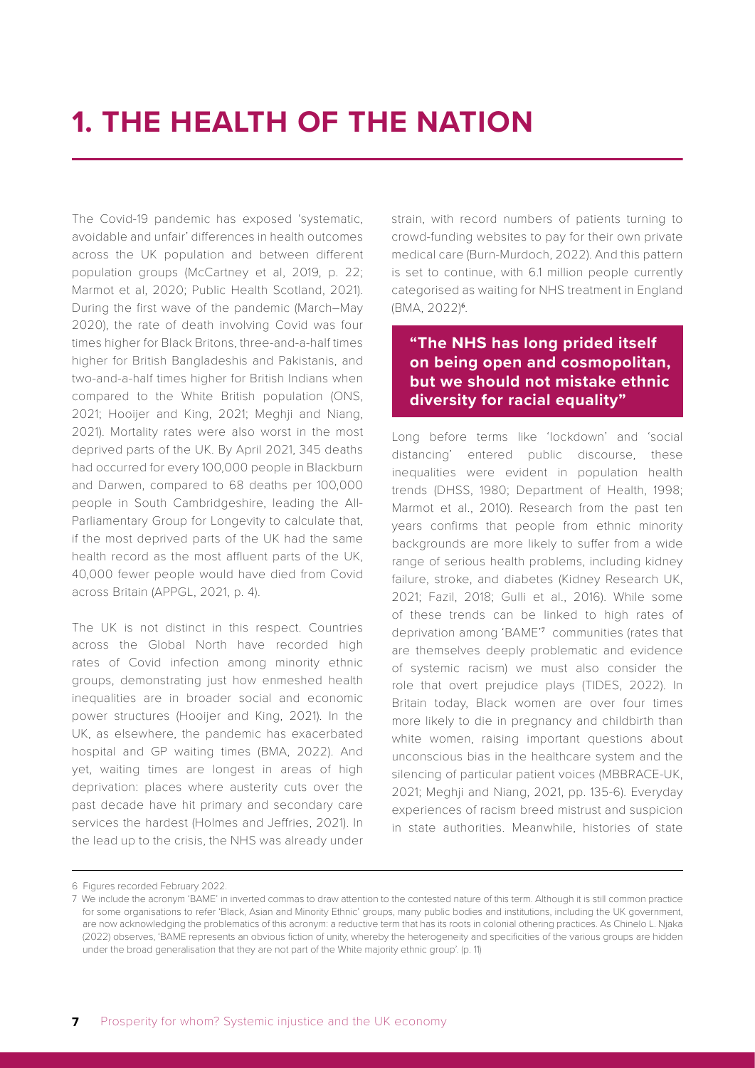# 1. THE HEALTH OF THE NATION

The Covid-19 pandemic has exposed 'systematic, avoidable and unfair' differences in health outcomes across the UK population and between different population groups (McCartney et al, 2019, p. 22; Marmot et al, 2020; Public Health Scotland, 2021). During the first wave of the pandemic (March–May 2020), the rate of death involving Covid was four times higher for Black Britons, three-and-a-half times higher for British Bangladeshis and Pakistanis, and two-and-a-half times higher for British Indians when compared to the White British population (ONS, 2021; Hooijer and King, 2021; Meghji and Niang, 2021). Mortality rates were also worst in the most deprived parts of the UK. By April 2021, 345 deaths had occurred for every 100,000 people in Blackburn and Darwen, compared to 68 deaths per 100,000 people in South Cambridgeshire, leading the All-Parliamentary Group for Longevity to calculate that, if the most deprived parts of the UK had the same health record as the most affluent parts of the UK, 40,000 fewer people would have died from Covid across Britain (APPGL, 2021, p. 4).

The UK is not distinct in this respect. Countries across the Global North have recorded high rates of Covid infection among minority ethnic groups, demonstrating just how enmeshed health inequalities are in broader social and economic power structures (Hooijer and King, 2021). In the UK, as elsewhere, the pandemic has exacerbated hospital and GP waiting times (BMA, 2022). And yet, waiting times are longest in areas of high deprivation: places where austerity cuts over the past decade have hit primary and secondary care services the hardest (Holmes and Jeffries, 2021). In the lead up to the crisis, the NHS was already under strain, with record numbers of patients turning to crowd-funding websites to pay for their own private medical care (Burn-Murdoch, 2022). And this pattern is set to continue, with 6.1 million people currently categorised as waiting for NHS treatment in England (BMA, 2022)[6].

> **"The NHS has long prided itself on being open and cosmopolitan, but we should not mistake ethnic diversity for racial equality"**

Long before terms like 'lockdown' and 'social distancing' entered public discourse, these inequalities were evident in population health trends (DHSS, 1980; Department of Health, 1998; Marmot et al., 2010). Research from the past ten years confirms that people from ethnic minority backgrounds are more likely to suffer from a wide range of serious health problems, including kidney failure, stroke, and diabetes (Kidney Research UK, 2021; Fazil, 2018; Gulli et al., 2016). While some of these trends can be linked to high rates of deprivation among 'BAME'[7] communities (rates that are themselves deeply problematic and evidence of systemic racism) we must also consider the role that overt prejudice plays (TIDES, 2022). In Britain today, Black women are over four times more likely to die in pregnancy and childbirth than white women, raising important questions about unconscious bias in the healthcare system and the silencing of particular patient voices (MBBRACE-UK, 2021; Meghji and Niang, 2021, pp. 135-6). Everyday experiences of racism breed mistrust and suspicion in state authorities. Meanwhile, histories of state

---

6 Figures recorded February 2022.

7 We include the acronym 'BAME' in inverted commas to draw attention to the contested nature of this term. Although it is still common practice for some organisations to refer 'Black, Asian and Minority Ethnic' groups, many public bodies and institutions, including the UK government, are now acknowledging the problematics of this acronym: a reductive term that has its roots in colonial othering practices. As Chinelo L. Njaka (2022) observes, 'BAME represents an obvious fiction of unity, whereby the heterogeneity and specificities of the various groups are hidden under the broad generalisation that they are not part of the White majority ethnic group'. (p. 11)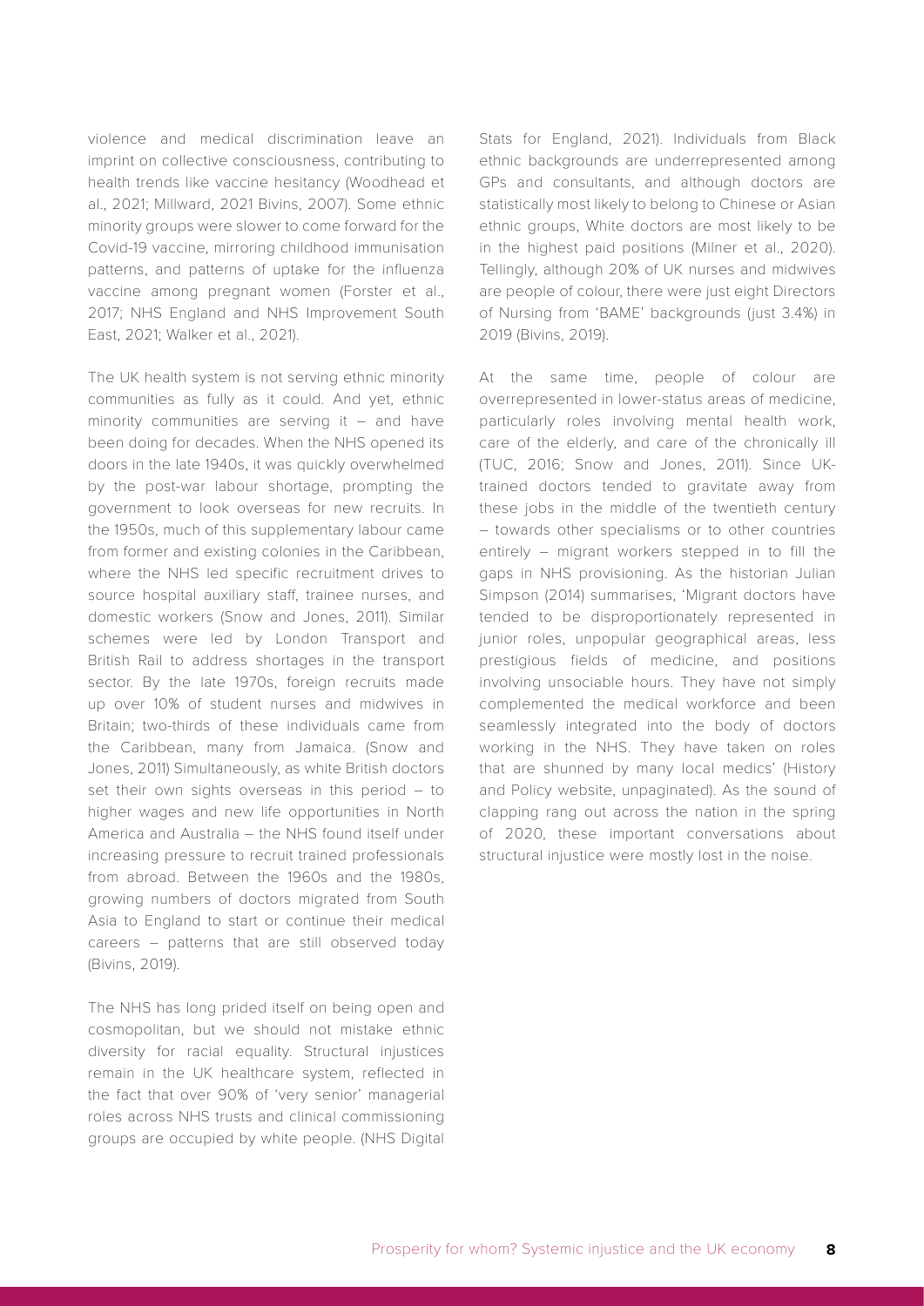violence and medical discrimination leave an imprint on collective consciousness, contributing to health trends like vaccine hesitancy (Woodhead et al., 2021; Millward, 2021 Bivins, 2007). Some ethnic minority groups were slower to come forward for the Covid-19 vaccine, mirroring childhood immunisation patterns, and patterns of uptake for the influenza vaccine among pregnant women (Forster et al., 2017; NHS England and NHS Improvement South East, 2021; Walker et al., 2021).

The UK health system is not serving ethnic minority communities as fully as it could. And yet, ethnic minority communities are serving it – and have been doing for decades. When the NHS opened its doors in the late 1940s, it was quickly overwhelmed by the post-war labour shortage, prompting the government to look overseas for new recruits. In the 1950s, much of this supplementary labour came from former and existing colonies in the Caribbean, where the NHS led specific recruitment drives to source hospital auxiliary staff, trainee nurses, and domestic workers (Snow and Jones, 2011). Similar schemes were led by London Transport and British Rail to address shortages in the transport sector. By the late 1970s, foreign recruits made up over 10% of student nurses and midwives in Britain; two-thirds of these individuals came from the Caribbean, many from Jamaica. (Snow and Jones, 2011) Simultaneously, as white British doctors set their own sights overseas in this period – to higher wages and new life opportunities in North America and Australia – the NHS found itself under increasing pressure to recruit trained professionals from abroad. Between the 1960s and the 1980s, growing numbers of doctors migrated from South Asia to England to start or continue their medical careers – patterns that are still observed today (Bivins, 2019).

The NHS has long prided itself on being open and cosmopolitan, but we should not mistake ethnic diversity for racial equality. Structural injustices remain in the UK healthcare system, reflected in the fact that over 90% of 'very senior' managerial roles across NHS trusts and clinical commissioning groups are occupied by white people. (NHS Digital Stats for England, 2021). Individuals from Black ethnic backgrounds are underrepresented among GPs and consultants, and although doctors are statistically most likely to belong to Chinese or Asian ethnic groups, White doctors are most likely to be in the highest paid positions (Milner et al., 2020). Tellingly, although 20% of UK nurses and midwives are people of colour, there were just eight Directors of Nursing from 'BAME' backgrounds (just 3.4%) in 2019 (Bivins, 2019).

At the same time, people of colour are overrepresented in lower-status areas of medicine, particularly roles involving mental health work, care of the elderly, and care of the chronically ill (TUC, 2016; Snow and Jones, 2011). Since UK-trained doctors tended to gravitate away from these jobs in the middle of the twentieth century – towards other specialisms or to other countries entirely – migrant workers stepped in to fill the gaps in NHS provisioning. As the historian Julian Simpson (2014) summarises, 'Migrant doctors have tended to be disproportionately represented in junior roles, unpopular geographical areas, less prestigious fields of medicine, and positions involving unsociable hours. They have not simply complemented the medical workforce and been seamlessly integrated into the body of doctors working in the NHS. They have taken on roles that are shunned by many local medics' (History and Policy website, unpaginated). As the sound of clapping rang out across the nation in the spring of 2020, these important conversations about structural injustice were mostly lost in the noise.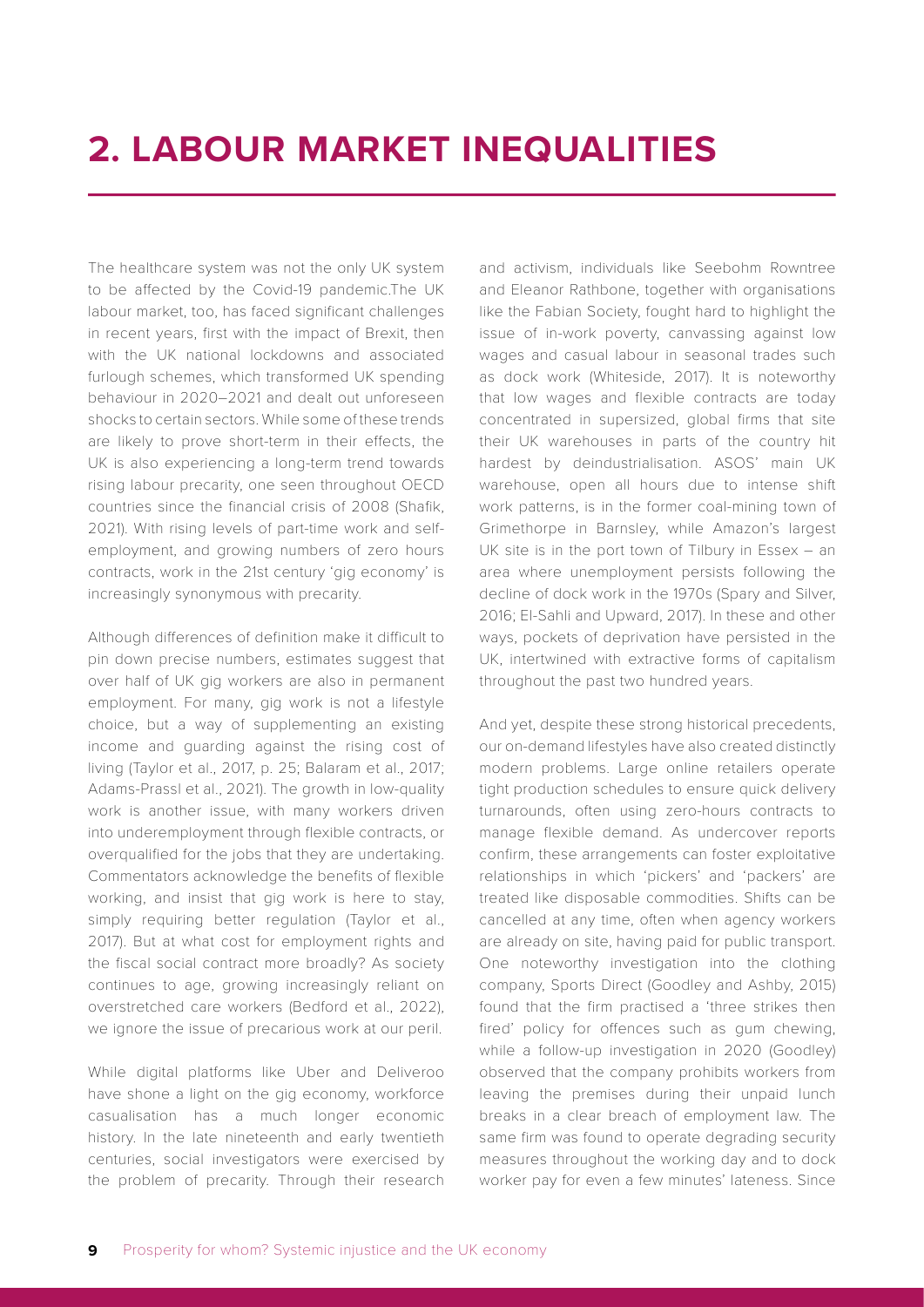# 2. LABOUR MARKET INEQUALITIES

The healthcare system was not the only UK system to be affected by the Covid-19 pandemic.The UK labour market, too, has faced significant challenges in recent years, first with the impact of Brexit, then with the UK national lockdowns and associated furlough schemes, which transformed UK spending behaviour in 2020–2021 and dealt out unforeseen shocks to certain sectors. While some of these trends are likely to prove short-term in their effects, the UK is also experiencing a long-term trend towards rising labour precarity, one seen throughout OECD countries since the financial crisis of 2008 (Shafik, 2021). With rising levels of part-time work and self-employment, and growing numbers of zero hours contracts, work in the 21st century 'gig economy' is increasingly synonymous with precarity.

Although differences of definition make it difficult to pin down precise numbers, estimates suggest that over half of UK gig workers are also in permanent employment. For many, gig work is not a lifestyle choice, but a way of supplementing an existing income and guarding against the rising cost of living (Taylor et al., 2017, p. 25; Balaram et al., 2017; Adams-Prassl et al., 2021). The growth in low-quality work is another issue, with many workers driven into underemployment through flexible contracts, or overqualified for the jobs that they are undertaking. Commentators acknowledge the benefits of flexible working, and insist that gig work is here to stay, simply requiring better regulation (Taylor et al., 2017). But at what cost for employment rights and the fiscal social contract more broadly? As society continues to age, growing increasingly reliant on overstretched care workers (Bedford et al., 2022), we ignore the issue of precarious work at our peril.

While digital platforms like Uber and Deliveroo have shone a light on the gig economy, workforce casualisation has a much longer economic history. In the late nineteenth and early twentieth centuries, social investigators were exercised by the problem of precarity. Through their research and activism, individuals like Seebohm Rowntree and Eleanor Rathbone, together with organisations like the Fabian Society, fought hard to highlight the issue of in-work poverty, canvassing against low wages and casual labour in seasonal trades such as dock work (Whiteside, 2017). It is noteworthy that low wages and flexible contracts are today concentrated in supersized, global firms that site their UK warehouses in parts of the country hit hardest by deindustrialisation. ASOS' main UK warehouse, open all hours due to intense shift work patterns, is in the former coal-mining town of Grimethorpe in Barnsley, while Amazon's largest UK site is in the port town of Tilbury in Essex – an area where unemployment persists following the decline of dock work in the 1970s (Spary and Silver, 2016; El-Sahli and Upward, 2017). In these and other ways, pockets of deprivation have persisted in the UK, intertwined with extractive forms of capitalism throughout the past two hundred years.

And yet, despite these strong historical precedents, our on-demand lifestyles have also created distinctly modern problems. Large online retailers operate tight production schedules to ensure quick delivery turnarounds, often using zero-hours contracts to manage flexible demand. As undercover reports confirm, these arrangements can foster exploitative relationships in which 'pickers' and 'packers' are treated like disposable commodities. Shifts can be cancelled at any time, often when agency workers are already on site, having paid for public transport. One noteworthy investigation into the clothing company, Sports Direct (Goodley and Ashby, 2015) found that the firm practised a 'three strikes then fired' policy for offences such as gum chewing, while a follow-up investigation in 2020 (Goodley) observed that the company prohibits workers from leaving the premises during their unpaid lunch breaks in a clear breach of employment law. The same firm was found to operate degrading security measures throughout the working day and to dock worker pay for even a few minutes' lateness. Since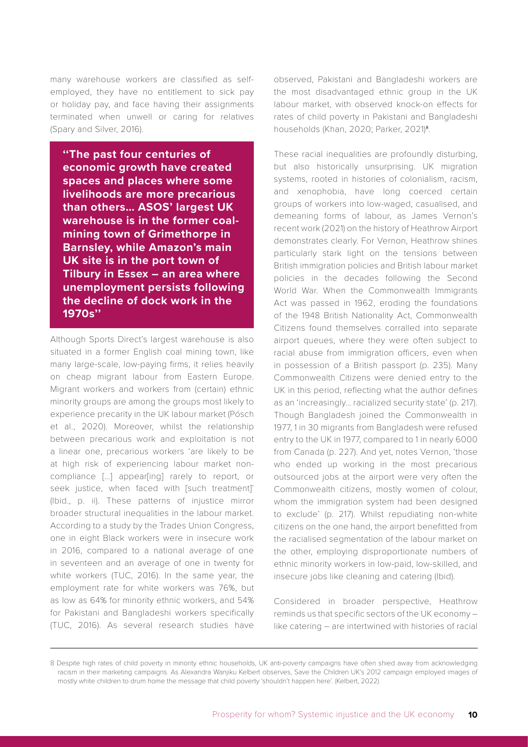many warehouse workers are classified as self-employed, they have no entitlement to sick pay or holiday pay, and face having their assignments terminated when unwell or caring for relatives (Spary and Silver, 2016).

> **"The past four centuries of economic growth have created spaces and places where some livelihoods are more precarious than others... ASOS' largest UK warehouse is in the former coal-mining town of Grimethorpe in Barnsley, while Amazon's main UK site is in the port town of Tilbury in Essex – an area where unemployment persists following the decline of dock work in the 1970s"**

Although Sports Direct's largest warehouse is also situated in a former English coal mining town, like many large-scale, low-paying firms, it relies heavily on cheap migrant labour from Eastern Europe. Migrant workers and workers from (certain) ethnic minority groups are among the groups most likely to experience precarity in the UK labour market (Pósch et al., 2020). Moreover, whilst the relationship between precarious work and exploitation is not a linear one, precarious workers 'are likely to be at high risk of experiencing labour market non-compliance [...] appear[ing] rarely to report, or seek justice, when faced with [such treatment]' (Ibid., p. ii). These patterns of injustice mirror broader structural inequalities in the labour market. According to a study by the Trades Union Congress, one in eight Black workers were in insecure work in 2016, compared to a national average of one in seventeen and an average of one in twenty for white workers (TUC, 2016). In the same year, the employment rate for white workers was 76%, but as low as 64% for minority ethnic workers, and 54% for Pakistani and Bangladeshi workers specifically (TUC, 2016). As several research studies have observed, Pakistani and Bangladeshi workers are the most disadvantaged ethnic group in the UK labour market, with observed knock-on effects for rates of child poverty in Pakistani and Bangladeshi households (Khan, 2020; Parker, 2021)[8].

These racial inequalities are profoundly disturbing, but also historically unsurprising. UK migration systems, rooted in histories of colonialism, racism, and xenophobia, have long coerced certain groups of workers into low-waged, casualised, and demeaning forms of labour, as James Vernon's recent work (2021) on the history of Heathrow Airport demonstrates clearly. For Vernon, Heathrow shines particularly stark light on the tensions between British immigration policies and British labour market policies in the decades following the Second World War. When the Commonwealth Immigrants Act was passed in 1962, eroding the foundations of the 1948 British Nationality Act, Commonwealth Citizens found themselves corralled into separate airport queues, where they were often subject to racial abuse from immigration officers, even when in possession of a British passport (p. 235). Many Commonwealth Citizens were denied entry to the UK in this period, reflecting what the author defines as an 'increasingly... racialized security state' (p. 217). Though Bangladesh joined the Commonwealth in 1977, 1 in 30 migrants from Bangladesh were refused entry to the UK in 1977, compared to 1 in nearly 6000 from Canada (p. 227). And yet, notes Vernon, 'those who ended up working in the most precarious outsourced jobs at the airport were very often the Commonwealth citizens, mostly women of colour, whom the immigration system had been designed to exclude' (p. 217). Whilst repudiating non-white citizens on the one hand, the airport benefitted from the racialised segmentation of the labour market on the other, employing disproportionate numbers of ethnic minority workers in low-paid, low-skilled, and insecure jobs like cleaning and catering (Ibid).

Considered in broader perspective, Heathrow reminds us that specific sectors of the UK economy – like catering – are intertwined with histories of racial

---

8 Despite high rates of child poverty in minority ethnic households, UK anti-poverty campaigns have often shied away from acknowledging racism in their marketing campaigns. As Alexandra Wanjiku Kelbert observes, Save the Children UK's 2012 campaign employed images of mostly white children to drum home the message that child poverty 'shouldn't happen here'. (Kelbert, 2022).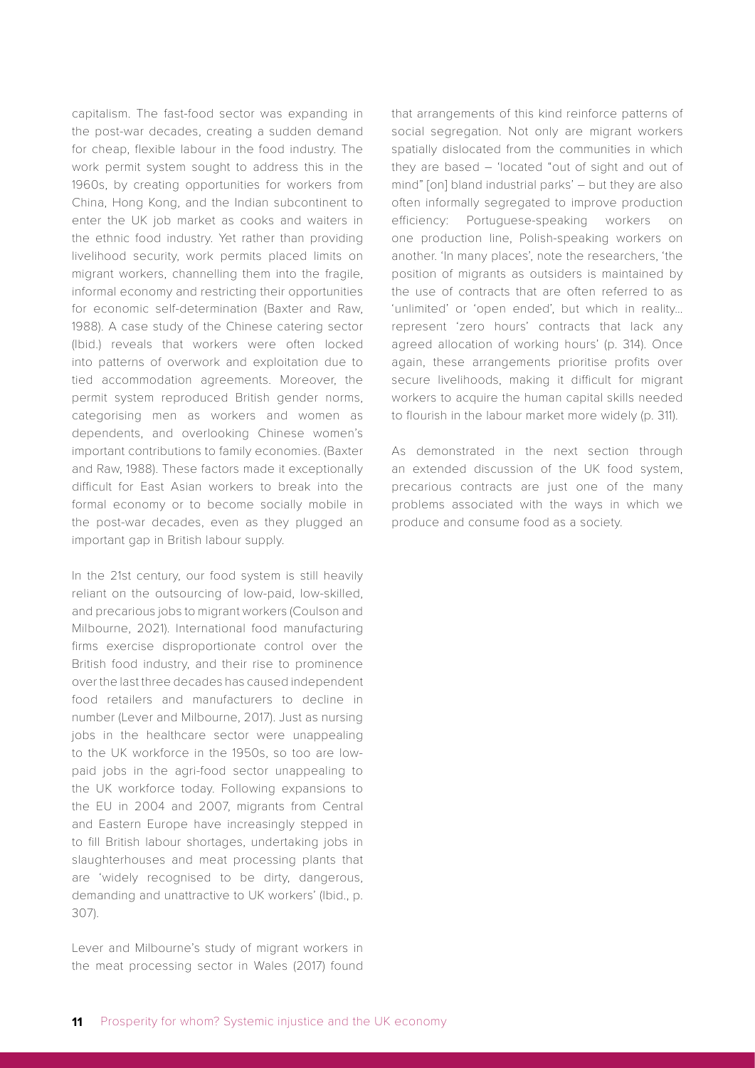capitalism. The fast-food sector was expanding in the post-war decades, creating a sudden demand for cheap, flexible labour in the food industry. The work permit system sought to address this in the 1960s, by creating opportunities for workers from China, Hong Kong, and the Indian subcontinent to enter the UK job market as cooks and waiters in the ethnic food industry. Yet rather than providing livelihood security, work permits placed limits on migrant workers, channelling them into the fragile, informal economy and restricting their opportunities for economic self-determination (Baxter and Raw, 1988). A case study of the Chinese catering sector (Ibid.) reveals that workers were often locked into patterns of overwork and exploitation due to tied accommodation agreements. Moreover, the permit system reproduced British gender norms, categorising men as workers and women as dependents, and overlooking Chinese women's important contributions to family economies. (Baxter and Raw, 1988). These factors made it exceptionally difficult for East Asian workers to break into the formal economy or to become socially mobile in the post-war decades, even as they plugged an important gap in British labour supply.

In the 21st century, our food system is still heavily reliant on the outsourcing of low-paid, low-skilled, and precarious jobs to migrant workers (Coulson and Milbourne, 2021). International food manufacturing firms exercise disproportionate control over the British food industry, and their rise to prominence over the last three decades has caused independent food retailers and manufacturers to decline in number (Lever and Milbourne, 2017). Just as nursing jobs in the healthcare sector were unappealing to the UK workforce in the 1950s, so too are low-paid jobs in the agri-food sector unappealing to the UK workforce today. Following expansions to the EU in 2004 and 2007, migrants from Central and Eastern Europe have increasingly stepped in to fill British labour shortages, undertaking jobs in slaughterhouses and meat processing plants that are 'widely recognised to be dirty, dangerous, demanding and unattractive to UK workers' (Ibid., p. 307).

Lever and Milbourne's study of migrant workers in the meat processing sector in Wales (2017) found that arrangements of this kind reinforce patterns of social segregation. Not only are migrant workers spatially dislocated from the communities in which they are based – 'located "out of sight and out of mind" [on] bland industrial parks' – but they are also often informally segregated to improve production efficiency: Portuguese-speaking workers on one production line, Polish-speaking workers on another. 'In many places', note the researchers, 'the position of migrants as outsiders is maintained by the use of contracts that are often referred to as 'unlimited' or 'open ended', but which in reality… represent 'zero hours' contracts that lack any agreed allocation of working hours' (p. 314). Once again, these arrangements prioritise profits over secure livelihoods, making it difficult for migrant workers to acquire the human capital skills needed to flourish in the labour market more widely (p. 311).

As demonstrated in the next section through an extended discussion of the UK food system, precarious contracts are just one of the many problems associated with the ways in which we produce and consume food as a society.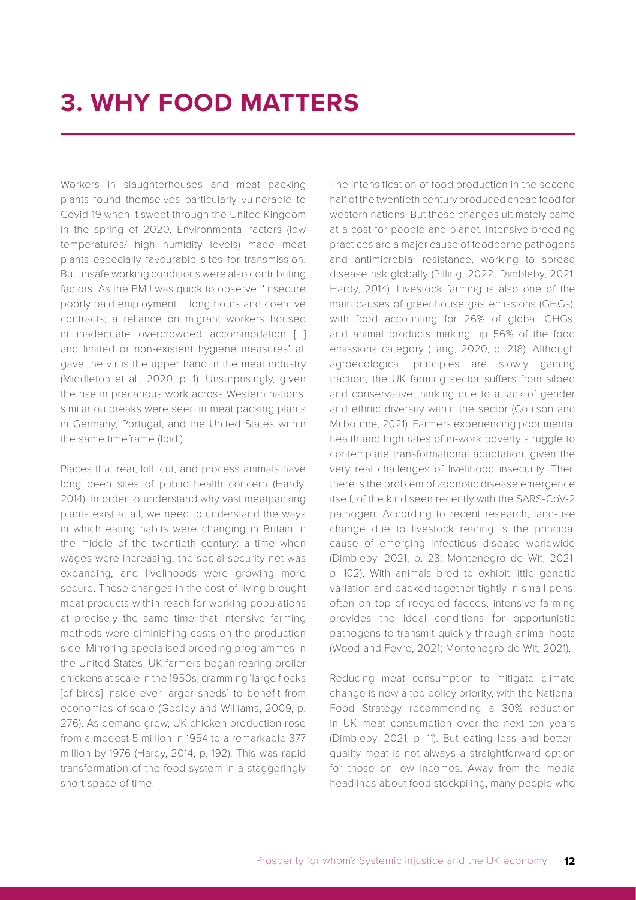# 3. WHY FOOD MATTERS

Workers in slaughterhouses and meat packing plants found themselves particularly vulnerable to Covid-19 when it swept through the United Kingdom in the spring of 2020. Environmental factors (low temperatures/ high humidity levels) made meat plants especially favourable sites for transmission. But unsafe working conditions were also contributing factors. As the BMJ was quick to observe, 'insecure poorly paid employment…. long hours and coercive contracts; a reliance on migrant workers housed in inadequate overcrowded accommodation […] and limited or non-existent hygiene measures' all gave the virus the upper hand in the meat industry (Middleton et al., 2020, p. 1). Unsurprisingly, given the rise in precarious work across Western nations, similar outbreaks were seen in meat packing plants in Germany, Portugal, and the United States within the same timeframe (Ibid.).

Places that rear, kill, cut, and process animals have long been sites of public health concern (Hardy, 2014). In order to understand why vast meatpacking plants exist at all, we need to understand the ways in which eating habits were changing in Britain in the middle of the twentieth century: a time when wages were increasing, the social security net was expanding, and livelihoods were growing more secure. These changes in the cost-of-living brought meat products within reach for working populations at precisely the same time that intensive farming methods were diminishing costs on the production side. Mirroring specialised breeding programmes in the United States, UK farmers began rearing broiler chickens at scale in the 1950s, cramming 'large flocks [of birds] inside ever larger sheds' to benefit from economies of scale (Godley and Williams, 2009, p. 276). As demand grew, UK chicken production rose from a modest 5 million in 1954 to a remarkable 377 million by 1976 (Hardy, 2014, p. 192). This was rapid transformation of the food system in a staggeringly short space of time.

The intensification of food production in the second half of the twentieth century produced cheap food for western nations. But these changes ultimately came at a cost for people and planet. Intensive breeding practices are a major cause of foodborne pathogens and antimicrobial resistance, working to spread disease risk globally (Pilling, 2022; Dimbleby, 2021; Hardy, 2014). Livestock farming is also one of the main causes of greenhouse gas emissions (GHGs), with food accounting for 26% of global GHGs, and animal products making up 56% of the food emissions category (Lang, 2020, p. 218). Although agroecological principles are slowly gaining traction, the UK farming sector suffers from siloed and conservative thinking due to a lack of gender and ethnic diversity within the sector (Coulson and Milbourne, 2021). Farmers experiencing poor mental health and high rates of in-work poverty struggle to contemplate transformational adaptation, given the very real challenges of livelihood insecurity. Then there is the problem of zoonotic disease emergence itself, of the kind seen recently with the SARS-CoV-2 pathogen. According to recent research, land-use change due to livestock rearing is the principal cause of emerging infectious disease worldwide (Dimbleby, 2021, p. 23; Montenegro de Wit, 2021, p. 102). With animals bred to exhibit little genetic variation and packed together tightly in small pens, often on top of recycled faeces, intensive farming provides the ideal conditions for opportunistic pathogens to transmit quickly through animal hosts (Wood and Fevre, 2021; Montenegro de Wit, 2021).

Reducing meat consumption to mitigate climate change is now a top policy priority, with the National Food Strategy recommending a 30% reduction in UK meat consumption over the next ten years (Dimbleby, 2021, p. 11). But eating less and better-quality meat is not always a straightforward option for those on low incomes. Away from the media headlines about food stockpiling, many people who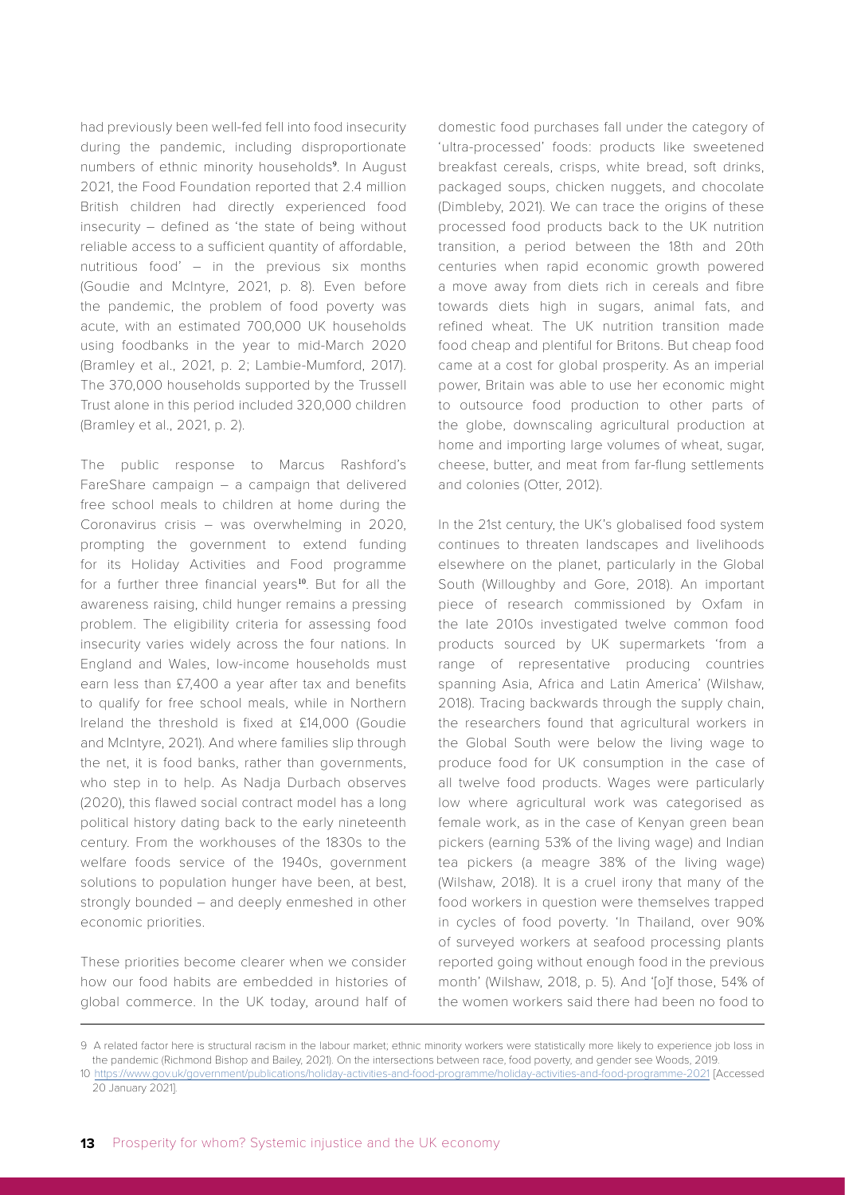had previously been well-fed fell into food insecurity during the pandemic, including disproportionate numbers of ethnic minority households[9]. In August 2021, the Food Foundation reported that 2.4 million British children had directly experienced food insecurity – defined as 'the state of being without reliable access to a sufficient quantity of affordable, nutritious food' – in the previous six months (Goudie and McIntyre, 2021, p. 8). Even before the pandemic, the problem of food poverty was acute, with an estimated 700,000 UK households using foodbanks in the year to mid-March 2020 (Bramley et al., 2021, p. 2; Lambie-Mumford, 2017). The 370,000 households supported by the Trussell Trust alone in this period included 320,000 children (Bramley et al., 2021, p. 2).

The public response to Marcus Rashford's FareShare campaign – a campaign that delivered free school meals to children at home during the Coronavirus crisis – was overwhelming in 2020, prompting the government to extend funding for its Holiday Activities and Food programme for a further three financial years[10]. But for all the awareness raising, child hunger remains a pressing problem. The eligibility criteria for assessing food insecurity varies widely across the four nations. In England and Wales, low-income households must earn less than £7,400 a year after tax and benefits to qualify for free school meals, while in Northern Ireland the threshold is fixed at £14,000 (Goudie and McIntyre, 2021). And where families slip through the net, it is food banks, rather than governments, who step in to help. As Nadja Durbach observes (2020), this flawed social contract model has a long political history dating back to the early nineteenth century. From the workhouses of the 1830s to the welfare foods service of the 1940s, government solutions to population hunger have been, at best, strongly bounded – and deeply enmeshed in other economic priorities.

These priorities become clearer when we consider how our food habits are embedded in histories of global commerce. In the UK today, around half of domestic food purchases fall under the category of 'ultra-processed' foods: products like sweetened breakfast cereals, crisps, white bread, soft drinks, packaged soups, chicken nuggets, and chocolate (Dimbleby, 2021). We can trace the origins of these processed food products back to the UK nutrition transition, a period between the 18th and 20th centuries when rapid economic growth powered a move away from diets rich in cereals and fibre towards diets high in sugars, animal fats, and refined wheat. The UK nutrition transition made food cheap and plentiful for Britons. But cheap food came at a cost for global prosperity. As an imperial power, Britain was able to use her economic might to outsource food production to other parts of the globe, downscaling agricultural production at home and importing large volumes of wheat, sugar, cheese, butter, and meat from far-flung settlements and colonies (Otter, 2012).

In the 21st century, the UK's globalised food system continues to threaten landscapes and livelihoods elsewhere on the planet, particularly in the Global South (Willoughby and Gore, 2018). An important piece of research commissioned by Oxfam in the late 2010s investigated twelve common food products sourced by UK supermarkets 'from a range of representative producing countries spanning Asia, Africa and Latin America' (Wilshaw, 2018). Tracing backwards through the supply chain, the researchers found that agricultural workers in the Global South were below the living wage to produce food for UK consumption in the case of all twelve food products. Wages were particularly low where agricultural work was categorised as female work, as in the case of Kenyan green bean pickers (earning 53% of the living wage) and Indian tea pickers (a meagre 38% of the living wage) (Wilshaw, 2018). It is a cruel irony that many of the food workers in question were themselves trapped in cycles of food poverty. 'In Thailand, over 90% of surveyed workers at seafood processing plants reported going without enough food in the previous month' (Wilshaw, 2018, p. 5). And '[o]f those, 54% of the women workers said there had been no food to

9 A related factor here is structural racism in the labour market; ethnic minority workers were statistically more likely to experience job loss in the pandemic (Richmond Bishop and Bailey, 2021). On the intersections between race, food poverty, and gender see Woods, 2019.

10 https://www.gov.uk/government/publications/holiday-activities-and-food-programme/holiday-activities-and-food-programme-2021 [Accessed 20 January 2021].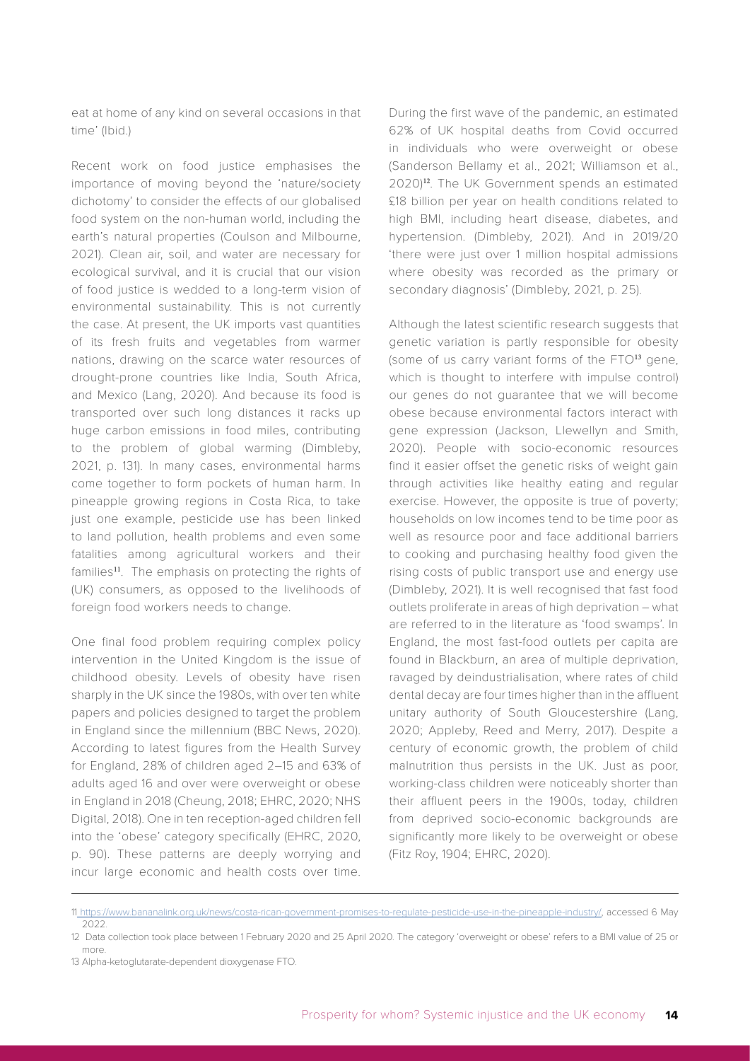eat at home of any kind on several occasions in that time' (Ibid.)

Recent work on food justice emphasises the importance of moving beyond the 'nature/society dichotomy' to consider the effects of our globalised food system on the non-human world, including the earth's natural properties (Coulson and Milbourne, 2021). Clean air, soil, and water are necessary for ecological survival, and it is crucial that our vision of food justice is wedded to a long-term vision of environmental sustainability. This is not currently the case. At present, the UK imports vast quantities of its fresh fruits and vegetables from warmer nations, drawing on the scarce water resources of drought-prone countries like India, South Africa, and Mexico (Lang, 2020). And because its food is transported over such long distances it racks up huge carbon emissions in food miles, contributing to the problem of global warming (Dimbleby, 2021, p. 131). In many cases, environmental harms come together to form pockets of human harm. In pineapple growing regions in Costa Rica, to take just one example, pesticide use has been linked to land pollution, health problems and even some fatalities among agricultural workers and their families[11]. The emphasis on protecting the rights of (UK) consumers, as opposed to the livelihoods of foreign food workers needs to change.

One final food problem requiring complex policy intervention in the United Kingdom is the issue of childhood obesity. Levels of obesity have risen sharply in the UK since the 1980s, with over ten white papers and policies designed to target the problem in England since the millennium (BBC News, 2020). According to latest figures from the Health Survey for England, 28% of children aged 2–15 and 63% of adults aged 16 and over were overweight or obese in England in 2018 (Cheung, 2018; EHRC, 2020; NHS Digital, 2018). One in ten reception-aged children fell into the 'obese' category specifically (EHRC, 2020, p. 90). These patterns are deeply worrying and incur large economic and health costs over time. During the first wave of the pandemic, an estimated 62% of UK hospital deaths from Covid occurred in individuals who were overweight or obese (Sanderson Bellamy et al., 2021; Williamson et al., 2020)[12]. The UK Government spends an estimated £18 billion per year on health conditions related to high BMI, including heart disease, diabetes, and hypertension. (Dimbleby, 2021). And in 2019/20 'there were just over 1 million hospital admissions where obesity was recorded as the primary or secondary diagnosis' (Dimbleby, 2021, p. 25).

Although the latest scientific research suggests that genetic variation is partly responsible for obesity (some of us carry variant forms of the FTO[13] gene, which is thought to interfere with impulse control) our genes do not guarantee that we will become obese because environmental factors interact with gene expression (Jackson, Llewellyn and Smith, 2020). People with socio-economic resources find it easier offset the genetic risks of weight gain through activities like healthy eating and regular exercise. However, the opposite is true of poverty; households on low incomes tend to be time poor as well as resource poor and face additional barriers to cooking and purchasing healthy food given the rising costs of public transport use and energy use (Dimbleby, 2021). It is well recognised that fast food outlets proliferate in areas of high deprivation – what are referred to in the literature as 'food swamps'. In England, the most fast-food outlets per capita are found in Blackburn, an area of multiple deprivation, ravaged by deindustrialisation, where rates of child dental decay are four times higher than in the affluent unitary authority of South Gloucestershire (Lang, 2020; Appleby, Reed and Merry, 2017). Despite a century of economic growth, the problem of child malnutrition thus persists in the UK. Just as poor, working-class children were noticeably shorter than their affluent peers in the 1900s, today, children from deprived socio-economic backgrounds are significantly more likely to be overweight or obese (Fitz Roy, 1904; EHRC, 2020).

---

11 https://www.bananalink.org.uk/news/costa-rican-government-promises-to-regulate-pesticide-use-in-the-pineapple-industry/, accessed 6 May 2022.

12 Data collection took place between 1 February 2020 and 25 April 2020. The category 'overweight or obese' refers to a BMI value of 25 or more.

13 Alpha-ketoglutarate-dependent dioxygenase FTO.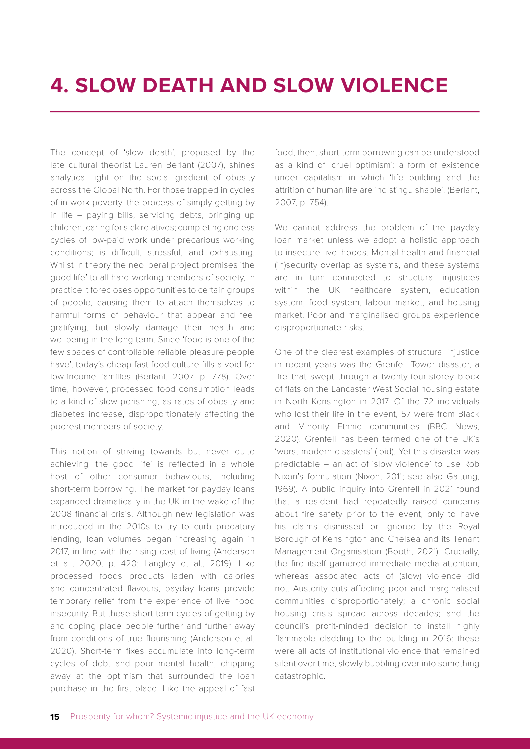# 4. SLOW DEATH AND SLOW VIOLENCE

The concept of 'slow death', proposed by the late cultural theorist Lauren Berlant (2007), shines analytical light on the social gradient of obesity across the Global North. For those trapped in cycles of in-work poverty, the process of simply getting by in life – paying bills, servicing debts, bringing up children, caring for sick relatives; completing endless cycles of low-paid work under precarious working conditions; is difficult, stressful, and exhausting. Whilst in theory the neoliberal project promises 'the good life' to all hard-working members of society, in practice it forecloses opportunities to certain groups of people, causing them to attach themselves to harmful forms of behaviour that appear and feel gratifying, but slowly damage their health and wellbeing in the long term. Since 'food is one of the few spaces of controllable reliable pleasure people have', today's cheap fast-food culture fills a void for low-income families (Berlant, 2007, p. 778). Over time, however, processed food consumption leads to a kind of slow perishing, as rates of obesity and diabetes increase, disproportionately affecting the poorest members of society.

This notion of striving towards but never quite achieving 'the good life' is reflected in a whole host of other consumer behaviours, including short-term borrowing. The market for payday loans expanded dramatically in the UK in the wake of the 2008 financial crisis. Although new legislation was introduced in the 2010s to try to curb predatory lending, loan volumes began increasing again in 2017, in line with the rising cost of living (Anderson et al., 2020, p. 420; Langley et al., 2019). Like processed foods products laden with calories and concentrated flavours, payday loans provide temporary relief from the experience of livelihood insecurity. But these short-term cycles of getting by and coping place people further and further away from conditions of true flourishing (Anderson et al, 2020). Short-term fixes accumulate into long-term cycles of debt and poor mental health, chipping away at the optimism that surrounded the loan purchase in the first place. Like the appeal of fast food, then, short-term borrowing can be understood as a kind of 'cruel optimism': a form of existence under capitalism in which 'life building and the attrition of human life are indistinguishable'. (Berlant, 2007, p. 754).

We cannot address the problem of the payday loan market unless we adopt a holistic approach to insecure livelihoods. Mental health and financial (in)security overlap as systems, and these systems are in turn connected to structural injustices within the UK healthcare system, education system, food system, labour market, and housing market. Poor and marginalised groups experience disproportionate risks.

One of the clearest examples of structural injustice in recent years was the Grenfell Tower disaster, a fire that swept through a twenty-four-storey block of flats on the Lancaster West Social housing estate in North Kensington in 2017. Of the 72 individuals who lost their life in the event, 57 were from Black and Minority Ethnic communities (BBC News, 2020). Grenfell has been termed one of the UK's 'worst modern disasters' (Ibid). Yet this disaster was predictable – an act of 'slow violence' to use Rob Nixon's formulation (Nixon, 2011; see also Galtung, 1969). A public inquiry into Grenfell in 2021 found that a resident had repeatedly raised concerns about fire safety prior to the event, only to have his claims dismissed or ignored by the Royal Borough of Kensington and Chelsea and its Tenant Management Organisation (Booth, 2021). Crucially, the fire itself garnered immediate media attention, whereas associated acts of (slow) violence did not. Austerity cuts affecting poor and marginalised communities disproportionately; a chronic social housing crisis spread across decades; and the council's profit-minded decision to install highly flammable cladding to the building in 2016: these were all acts of institutional violence that remained silent over time, slowly bubbling over into something catastrophic.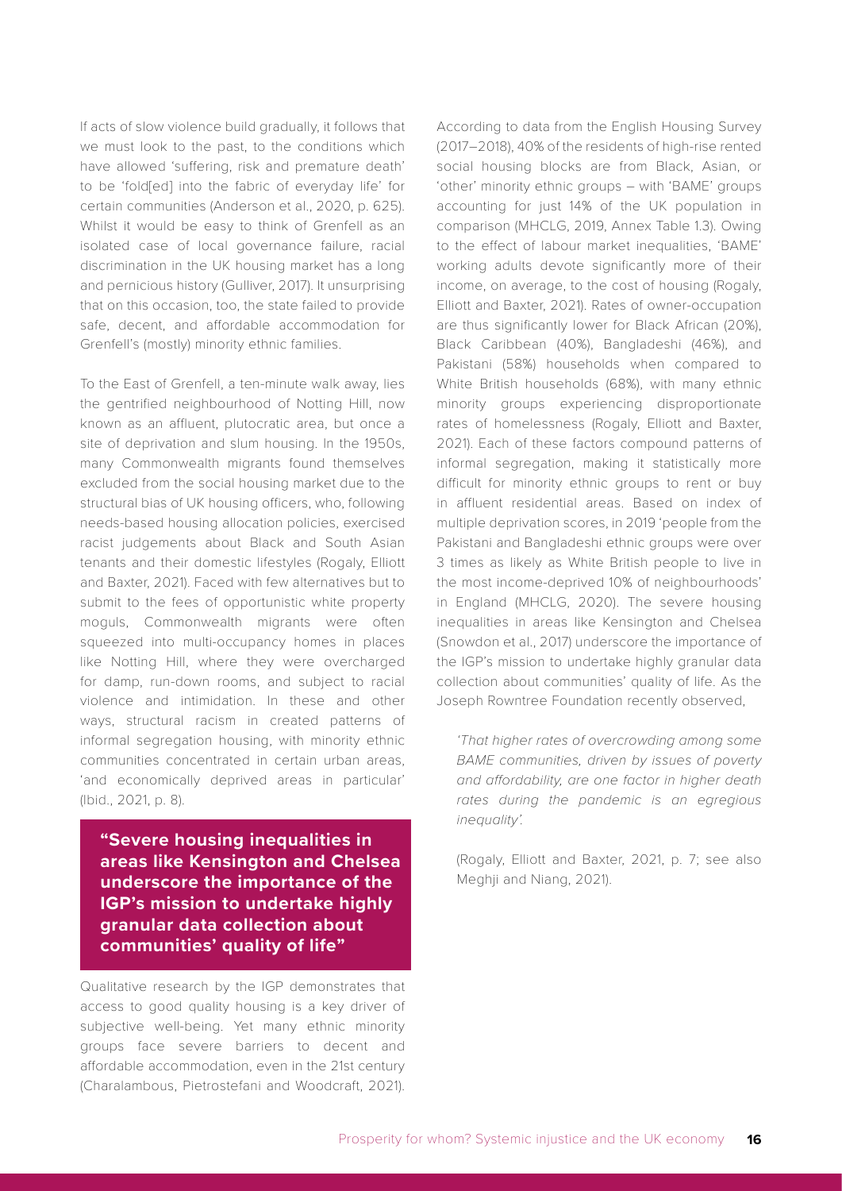If acts of slow violence build gradually, it follows that we must look to the past, to the conditions which have allowed 'suffering, risk and premature death' to be 'fold[ed] into the fabric of everyday life' for certain communities (Anderson et al., 2020, p. 625). Whilst it would be easy to think of Grenfell as an isolated case of local governance failure, racial discrimination in the UK housing market has a long and pernicious history (Gulliver, 2017). It unsurprising that on this occasion, too, the state failed to provide safe, decent, and affordable accommodation for Grenfell's (mostly) minority ethnic families.

To the East of Grenfell, a ten-minute walk away, lies the gentrified neighbourhood of Notting Hill, now known as an affluent, plutocratic area, but once a site of deprivation and slum housing. In the 1950s, many Commonwealth migrants found themselves excluded from the social housing market due to the structural bias of UK housing officers, who, following needs-based housing allocation policies, exercised racist judgements about Black and South Asian tenants and their domestic lifestyles (Rogaly, Elliott and Baxter, 2021). Faced with few alternatives but to submit to the fees of opportunistic white property moguls, Commonwealth migrants were often squeezed into multi-occupancy homes in places like Notting Hill, where they were overcharged for damp, run-down rooms, and subject to racial violence and intimidation. In these and other ways, structural racism in created patterns of informal segregation housing, with minority ethnic communities concentrated in certain urban areas, 'and economically deprived areas in particular' (Ibid., 2021, p. 8).

> **"Severe housing inequalities in areas like Kensington and Chelsea underscore the importance of the IGP's mission to undertake highly granular data collection about communities' quality of life"**

Qualitative research by the IGP demonstrates that access to good quality housing is a key driver of subjective well-being. Yet many ethnic minority groups face severe barriers to decent and affordable accommodation, even in the 21st century (Charalambous, Pietrostefani and Woodcraft, 2021). According to data from the English Housing Survey (2017–2018), 40% of the residents of high-rise rented social housing blocks are from Black, Asian, or 'other' minority ethnic groups – with 'BAME' groups accounting for just 14% of the UK population in comparison (MHCLG, 2019, Annex Table 1.3). Owing to the effect of labour market inequalities, 'BAME' working adults devote significantly more of their income, on average, to the cost of housing (Rogaly, Elliott and Baxter, 2021). Rates of owner-occupation are thus significantly lower for Black African (20%), Black Caribbean (40%), Bangladeshi (46%), and Pakistani (58%) households when compared to White British households (68%), with many ethnic minority groups experiencing disproportionate rates of homelessness (Rogaly, Elliott and Baxter, 2021). Each of these factors compound patterns of informal segregation, making it statistically more difficult for minority ethnic groups to rent or buy in affluent residential areas. Based on index of multiple deprivation scores, in 2019 'people from the Pakistani and Bangladeshi ethnic groups were over 3 times as likely as White British people to live in the most income-deprived 10% of neighbourhoods' in England (MHCLG, 2020). The severe housing inequalities in areas like Kensington and Chelsea (Snowdon et al., 2017) underscore the importance of the IGP's mission to undertake highly granular data collection about communities' quality of life. As the Joseph Rowntree Foundation recently observed,

> *'That higher rates of overcrowding among some BAME communities, driven by issues of poverty and affordability, are one factor in higher death rates during the pandemic is an egregious inequality'.*
>
> (Rogaly, Elliott and Baxter, 2021, p. 7; see also Meghji and Niang, 2021).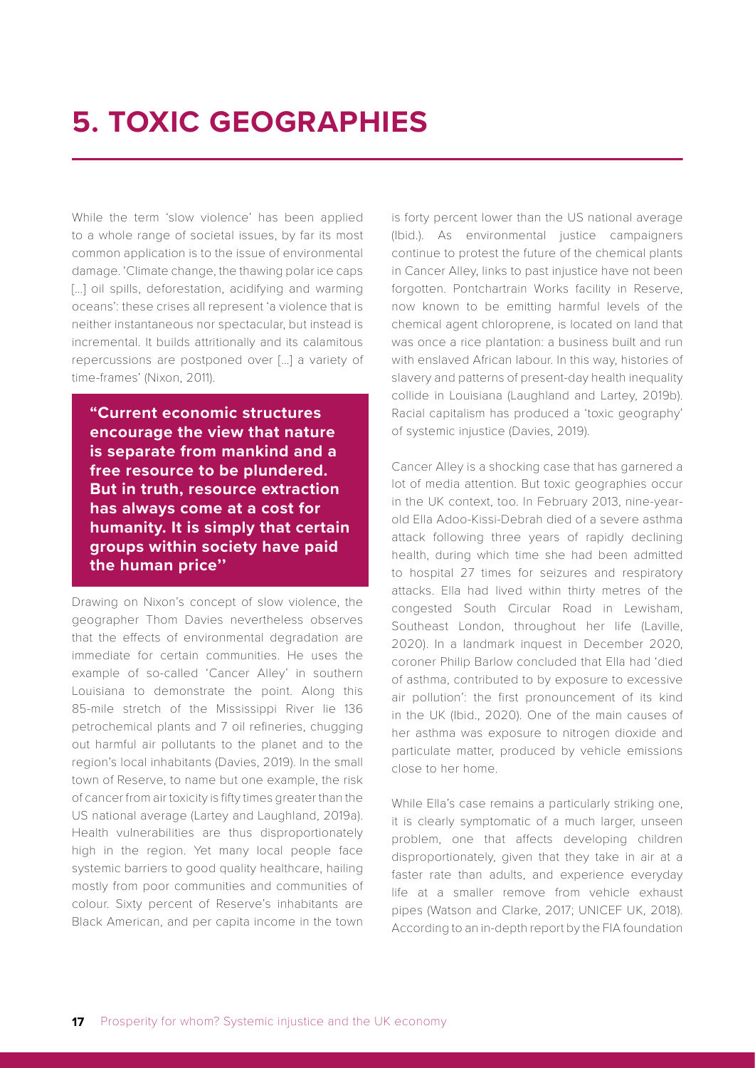# 5. TOXIC GEOGRAPHIES

While the term 'slow violence' has been applied to a whole range of societal issues, by far its most common application is to the issue of environmental damage. 'Climate change, the thawing polar ice caps [...] oil spills, deforestation, acidifying and warming oceans': these crises all represent 'a violence that is neither instantaneous nor spectacular, but instead is incremental. It builds attritionally and its calamitous repercussions are postponed over [...] a variety of time-frames' (Nixon, 2011).

> **"Current economic structures encourage the view that nature is separate from mankind and a free resource to be plundered. But in truth, resource extraction has always come at a cost for humanity. It is simply that certain groups within society have paid the human price"**

Drawing on Nixon's concept of slow violence, the geographer Thom Davies nevertheless observes that the effects of environmental degradation are immediate for certain communities. He uses the example of so-called 'Cancer Alley' in southern Louisiana to demonstrate the point. Along this 85-mile stretch of the Mississippi River lie 136 petrochemical plants and 7 oil refineries, chugging out harmful air pollutants to the planet and to the region's local inhabitants (Davies, 2019). In the small town of Reserve, to name but one example, the risk of cancer from air toxicity is fifty times greater than the US national average (Lartey and Laughland, 2019a). Health vulnerabilities are thus disproportionately high in the region. Yet many local people face systemic barriers to good quality healthcare, hailing mostly from poor communities and communities of colour. Sixty percent of Reserve's inhabitants are Black American, and per capita income in the town is forty percent lower than the US national average (Ibid.). As environmental justice campaigners continue to protest the future of the chemical plants in Cancer Alley, links to past injustice have not been forgotten. Pontchartrain Works facility in Reserve, now known to be emitting harmful levels of the chemical agent chloroprene, is located on land that was once a rice plantation: a business built and run with enslaved African labour. In this way, histories of slavery and patterns of present-day health inequality collide in Louisiana (Laughland and Lartey, 2019b). Racial capitalism has produced a 'toxic geography' of systemic injustice (Davies, 2019).

Cancer Alley is a shocking case that has garnered a lot of media attention. But toxic geographies occur in the UK context, too. In February 2013, nine-year-old Ella Adoo-Kissi-Debrah died of a severe asthma attack following three years of rapidly declining health, during which time she had been admitted to hospital 27 times for seizures and respiratory attacks. Ella had lived within thirty metres of the congested South Circular Road in Lewisham, Southeast London, throughout her life (Laville, 2020). In a landmark inquest in December 2020, coroner Philip Barlow concluded that Ella had 'died of asthma, contributed to by exposure to excessive air pollution': the first pronouncement of its kind in the UK (Ibid., 2020). One of the main causes of her asthma was exposure to nitrogen dioxide and particulate matter, produced by vehicle emissions close to her home.

While Ella's case remains a particularly striking one, it is clearly symptomatic of a much larger, unseen problem, one that affects developing children disproportionately, given that they take in air at a faster rate than adults, and experience everyday life at a smaller remove from vehicle exhaust pipes (Watson and Clarke, 2017; UNICEF UK, 2018). According to an in-depth report by the FIA foundation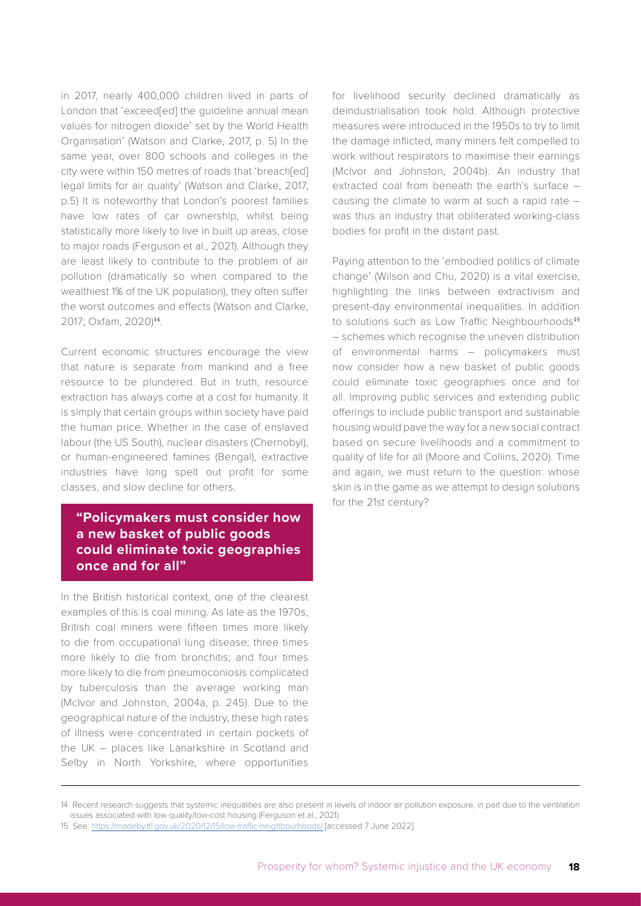in 2017, nearly 400,000 children lived in parts of London that 'exceed[ed] the guideline annual mean values for nitrogen dioxide' set by the World Health Organisation' (Watson and Clarke, 2017, p. 5) In the same year, over 800 schools and colleges in the city were within 150 metres of roads that 'breach[ed] legal limits for air quality' (Watson and Clarke, 2017, p.5) It is noteworthy that London's poorest families have low rates of car ownership, whilst being statistically more likely to live in built up areas, close to major roads (Ferguson et al., 2021). Although they are least likely to contribute to the problem of air pollution (dramatically so when compared to the wealthiest 1% of the UK population), they often suffer the worst outcomes and effects (Watson and Clarke, 2017; Oxfam, 2020)[14].

Current economic structures encourage the view that nature is separate from mankind and a free resource to be plundered. But in truth, resource extraction has always come at a cost for humanity. It is simply that certain groups within society have paid the human price. Whether in the case of enslaved labour (the US South), nuclear disasters (Chernobyl), or human-engineered famines (Bengal), extractive industries have long spelt out profit for some classes, and slow decline for others.

> **"Policymakers must consider how a new basket of public goods could eliminate toxic geographies once and for all"**

In the British historical context, one of the clearest examples of this is coal mining. As late as the 1970s, British coal miners were fifteen times more likely to die from occupational lung disease; three times more likely to die from bronchitis; and four times more likely to die from pneumoconiosis complicated by tuberculosis than the average working man (McIvor and Johnston, 2004a, p. 245). Due to the geographical nature of the industry, these high rates of illness were concentrated in certain pockets of the UK – places like Lanarkshire in Scotland and Selby in North Yorkshire, where opportunities for livelihood security declined dramatically as deindustrialisation took hold. Although protective measures were introduced in the 1950s to try to limit the damage inflicted, many miners felt compelled to work without respirators to maximise their earnings (McIvor and Johnston, 2004b). An industry that extracted coal from beneath the earth's surface – causing the climate to warm at such a rapid rate – was thus an industry that obliterated working-class bodies for profit in the distant past.

Paying attention to the 'embodied politics of climate change' (Wilson and Chu, 2020) is a vital exercise, highlighting the links between extractivism and present-day environmental inequalities. In addition to solutions such as Low Traffic Neighbourhoods[15] – schemes which recognise the uneven distribution of environmental harms – policymakers must now consider how a new basket of public goods could eliminate toxic geographies once and for all. Improving public services and extending public offerings to include public transport and sustainable housing would pave the way for a new social contract based on secure livelihoods and a commitment to quality of life for all (Moore and Collins, 2020). Time and again, we must return to the question: whose skin is in the game as we attempt to design solutions for the 21st century?

---

14 Recent research suggests that systemic inequalities are also present in levels of indoor air pollution exposure, in part due to the ventilation issues associated with low quality/low-cost housing (Ferguson et al., 2021).

15 See: https://madeby.tfl.gov.uk/2020/12/15/low-traffic-neighbourhoods/ [accessed 7 June 2022].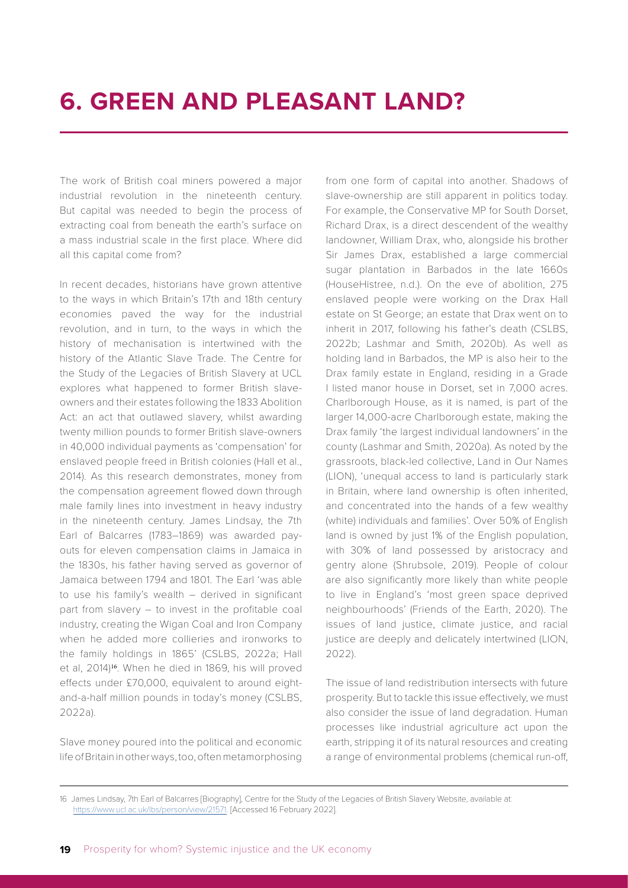# 6. GREEN AND PLEASANT LAND?

The work of British coal miners powered a major industrial revolution in the nineteenth century. But capital was needed to begin the process of extracting coal from beneath the earth's surface on a mass industrial scale in the first place. Where did all this capital come from?

In recent decades, historians have grown attentive to the ways in which Britain's 17th and 18th century economies paved the way for the industrial revolution, and in turn, to the ways in which the history of mechanisation is intertwined with the history of the Atlantic Slave Trade. The Centre for the Study of the Legacies of British Slavery at UCL explores what happened to former British slave-owners and their estates following the 1833 Abolition Act: an act that outlawed slavery, whilst awarding twenty million pounds to former British slave-owners in 40,000 individual payments as 'compensation' for enslaved people freed in British colonies (Hall et al., 2014). As this research demonstrates, money from the compensation agreement flowed down through male family lines into investment in heavy industry in the nineteenth century. James Lindsay, the 7th Earl of Balcarres (1783–1869) was awarded pay-outs for eleven compensation claims in Jamaica in the 1830s, his father having served as governor of Jamaica between 1794 and 1801. The Earl 'was able to use his family's wealth – derived in significant part from slavery – to invest in the profitable coal industry, creating the Wigan Coal and Iron Company when he added more collieries and ironworks to the family holdings in 1865' (CSLBS, 2022a; Hall et al, 2014)[16]. When he died in 1869, his will proved effects under £70,000, equivalent to around eight-and-a-half million pounds in today's money (CSLBS, 2022a).

Slave money poured into the political and economic life of Britain in other ways, too, often metamorphosing from one form of capital into another. Shadows of slave-ownership are still apparent in politics today. For example, the Conservative MP for South Dorset, Richard Drax, is a direct descendent of the wealthy landowner, William Drax, who, alongside his brother Sir James Drax, established a large commercial sugar plantation in Barbados in the late 1660s (HouseHistree, n.d.). On the eve of abolition, 275 enslaved people were working on the Drax Hall estate on St George; an estate that Drax went on to inherit in 2017, following his father's death (CSLBS, 2022b; Lashmar and Smith, 2020b). As well as holding land in Barbados, the MP is also heir to the Drax family estate in England, residing in a Grade I listed manor house in Dorset, set in 7,000 acres. Charlborough House, as it is named, is part of the larger 14,000-acre Charlborough estate, making the Drax family 'the largest individual landowners' in the county (Lashmar and Smith, 2020a). As noted by the grassroots, black-led collective, Land in Our Names (LION), 'unequal access to land is particularly stark in Britain, where land ownership is often inherited, and concentrated into the hands of a few wealthy (white) individuals and families'. Over 50% of English land is owned by just 1% of the English population, with 30% of land possessed by aristocracy and gentry alone (Shrubsole, 2019). People of colour are also significantly more likely than white people to live in England's 'most green space deprived neighbourhoods' (Friends of the Earth, 2020). The issues of land justice, climate justice, and racial justice are deeply and delicately intertwined (LION, 2022).

The issue of land redistribution intersects with future prosperity. But to tackle this issue effectively, we must also consider the issue of land degradation. Human processes like industrial agriculture act upon the earth, stripping it of its natural resources and creating a range of environmental problems (chemical run-off,

---

16 James Lindsay, 7th Earl of Balcarres [Biography], Centre for the Study of the Legacies of British Slavery Website, available at: https://www.ucl.ac.uk/lbs/person/view/21571. [Accessed 16 February 2022].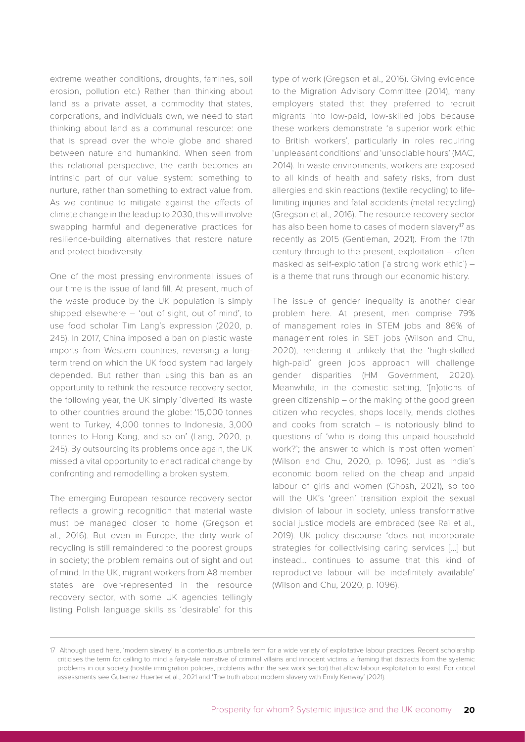extreme weather conditions, droughts, famines, soil erosion, pollution etc.) Rather than thinking about land as a private asset, a commodity that states, corporations, and individuals own, we need to start thinking about land as a communal resource: one that is spread over the whole globe and shared between nature and humankind. When seen from this relational perspective, the earth becomes an intrinsic part of our value system: something to nurture, rather than something to extract value from. As we continue to mitigate against the effects of climate change in the lead up to 2030, this will involve swapping harmful and degenerative practices for resilience-building alternatives that restore nature and protect biodiversity.

One of the most pressing environmental issues of our time is the issue of land fill. At present, much of the waste produce by the UK population is simply shipped elsewhere – 'out of sight, out of mind', to use food scholar Tim Lang's expression (2020, p. 245). In 2017, China imposed a ban on plastic waste imports from Western countries, reversing a long-term trend on which the UK food system had largely depended. But rather than using this ban as an opportunity to rethink the resource recovery sector, the following year, the UK simply 'diverted' its waste to other countries around the globe: '15,000 tonnes went to Turkey, 4,000 tonnes to Indonesia, 3,000 tonnes to Hong Kong, and so on' (Lang, 2020, p. 245). By outsourcing its problems once again, the UK missed a vital opportunity to enact radical change by confronting and remodelling a broken system.

The emerging European resource recovery sector reflects a growing recognition that material waste must be managed closer to home (Gregson et al., 2016). But even in Europe, the dirty work of recycling is still remaindered to the poorest groups in society; the problem remains out of sight and out of mind. In the UK, migrant workers from A8 member states are over-represented in the resource recovery sector, with some UK agencies tellingly listing Polish language skills as 'desirable' for this type of work (Gregson et al., 2016). Giving evidence to the Migration Advisory Committee (2014), many employers stated that they preferred to recruit migrants into low-paid, low-skilled jobs because these workers demonstrate 'a superior work ethic to British workers', particularly in roles requiring 'unpleasant conditions' and 'unsociable hours' (MAC, 2014). In waste environments, workers are exposed to all kinds of health and safety risks, from dust allergies and skin reactions (textile recycling) to life-limiting injuries and fatal accidents (metal recycling) (Gregson et al., 2016). The resource recovery sector has also been home to cases of modern slavery[17] as recently as 2015 (Gentleman, 2021). From the 17th century through to the present, exploitation – often masked as self-exploitation ('a strong work ethic') – is a theme that runs through our economic history.

The issue of gender inequality is another clear problem here. At present, men comprise 79% of management roles in STEM jobs and 86% of management roles in SET jobs (Wilson and Chu, 2020), rendering it unlikely that the 'high-skilled high-paid' green jobs approach will challenge gender disparities (HM Government, 2020). Meanwhile, in the domestic setting, '[n]otions of green citizenship – or the making of the good green citizen who recycles, shops locally, mends clothes and cooks from scratch – is notoriously blind to questions of 'who is doing this unpaid household work?'; the answer to which is most often women' (Wilson and Chu, 2020, p. 1096). Just as India's economic boom relied on the cheap and unpaid labour of girls and women (Ghosh, 2021), so too will the UK's 'green' transition exploit the sexual division of labour in society, unless transformative social justice models are embraced (see Rai et al., 2019). UK policy discourse 'does not incorporate strategies for collectivising caring services [...] but instead... continues to assume that this kind of reproductive labour will be indefinitely available' (Wilson and Chu, 2020, p. 1096).

---

17 Although used here, 'modern slavery' is a contentious umbrella term for a wide variety of exploitative labour practices. Recent scholarship criticises the term for calling to mind a fairy-tale narrative of criminal villains and innocent victims: a framing that distracts from the systemic problems in our society (hostile immigration policies, problems within the sex work sector) that allow labour exploitation to exist. For critical assessments see Gutierrez Huerter et al., 2021 and 'The truth about modern slavery with Emily Kenway' (2021).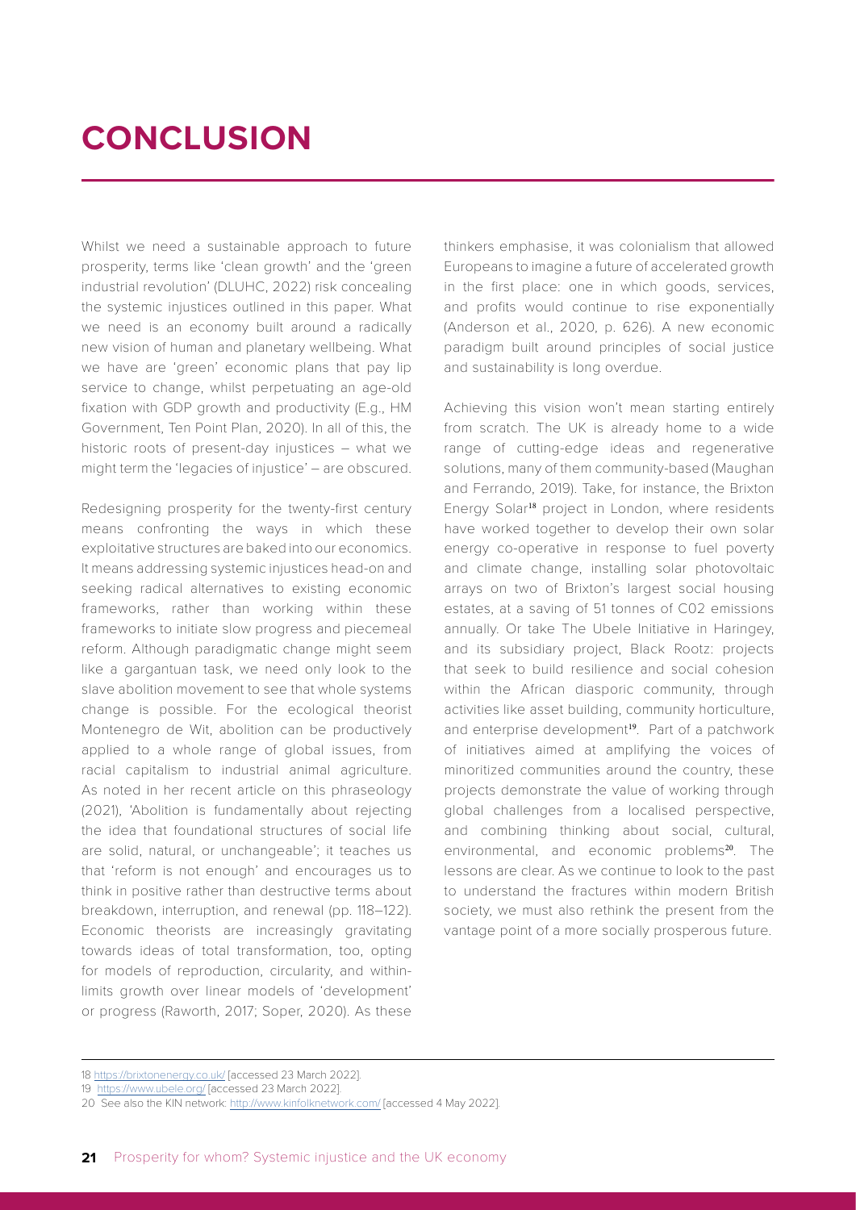# CONCLUSION

Whilst we need a sustainable approach to future prosperity, terms like 'clean growth' and the 'green industrial revolution' (DLUHC, 2022) risk concealing the systemic injustices outlined in this paper. What we need is an economy built around a radically new vision of human and planetary wellbeing. What we have are 'green' economic plans that pay lip service to change, whilst perpetuating an age-old fixation with GDP growth and productivity (E.g., HM Government, Ten Point Plan, 2020). In all of this, the historic roots of present-day injustices – what we might term the 'legacies of injustice' – are obscured.

Redesigning prosperity for the twenty-first century means confronting the ways in which these exploitative structures are baked into our economics. It means addressing systemic injustices head-on and seeking radical alternatives to existing economic frameworks, rather than working within these frameworks to initiate slow progress and piecemeal reform. Although paradigmatic change might seem like a gargantuan task, we need only look to the slave abolition movement to see that whole systems change is possible. For the ecological theorist Montenegro de Wit, abolition can be productively applied to a whole range of global issues, from racial capitalism to industrial animal agriculture. As noted in her recent article on this phraseology (2021), 'Abolition is fundamentally about rejecting the idea that foundational structures of social life are solid, natural, or unchangeable'; it teaches us that 'reform is not enough' and encourages us to think in positive rather than destructive terms about breakdown, interruption, and renewal (pp. 118–122). Economic theorists are increasingly gravitating towards ideas of total transformation, too, opting for models of reproduction, circularity, and within-limits growth over linear models of 'development' or progress (Raworth, 2017; Soper, 2020). As these thinkers emphasise, it was colonialism that allowed Europeans to imagine a future of accelerated growth in the first place: one in which goods, services, and profits would continue to rise exponentially (Anderson et al., 2020, p. 626). A new economic paradigm built around principles of social justice and sustainability is long overdue.

Achieving this vision won't mean starting entirely from scratch. The UK is already home to a wide range of cutting-edge ideas and regenerative solutions, many of them community-based (Maughan and Ferrando, 2019). Take, for instance, the Brixton Energy Solar[18] project in London, where residents have worked together to develop their own solar energy co-operative in response to fuel poverty and climate change, installing solar photovoltaic arrays on two of Brixton's largest social housing estates, at a saving of 51 tonnes of C02 emissions annually. Or take The Ubele Initiative in Haringey, and its subsidiary project, Black Rootz: projects that seek to build resilience and social cohesion within the African diasporic community, through activities like asset building, community horticulture, and enterprise development[19]. Part of a patchwork of initiatives aimed at amplifying the voices of minoritized communities around the country, these projects demonstrate the value of working through global challenges from a localised perspective, and combining thinking about social, cultural, environmental, and economic problems[20]. The lessons are clear. As we continue to look to the past to understand the fractures within modern British society, we must also rethink the present from the vantage point of a more socially prosperous future.

---

18 https://brixtonenergy.co.uk/ [accessed 23 March 2022].

19 https://www.ubele.org/ [accessed 23 March 2022].

20 See also the KIN network: http://www.kinfolknetwork.com/ [accessed 4 May 2022].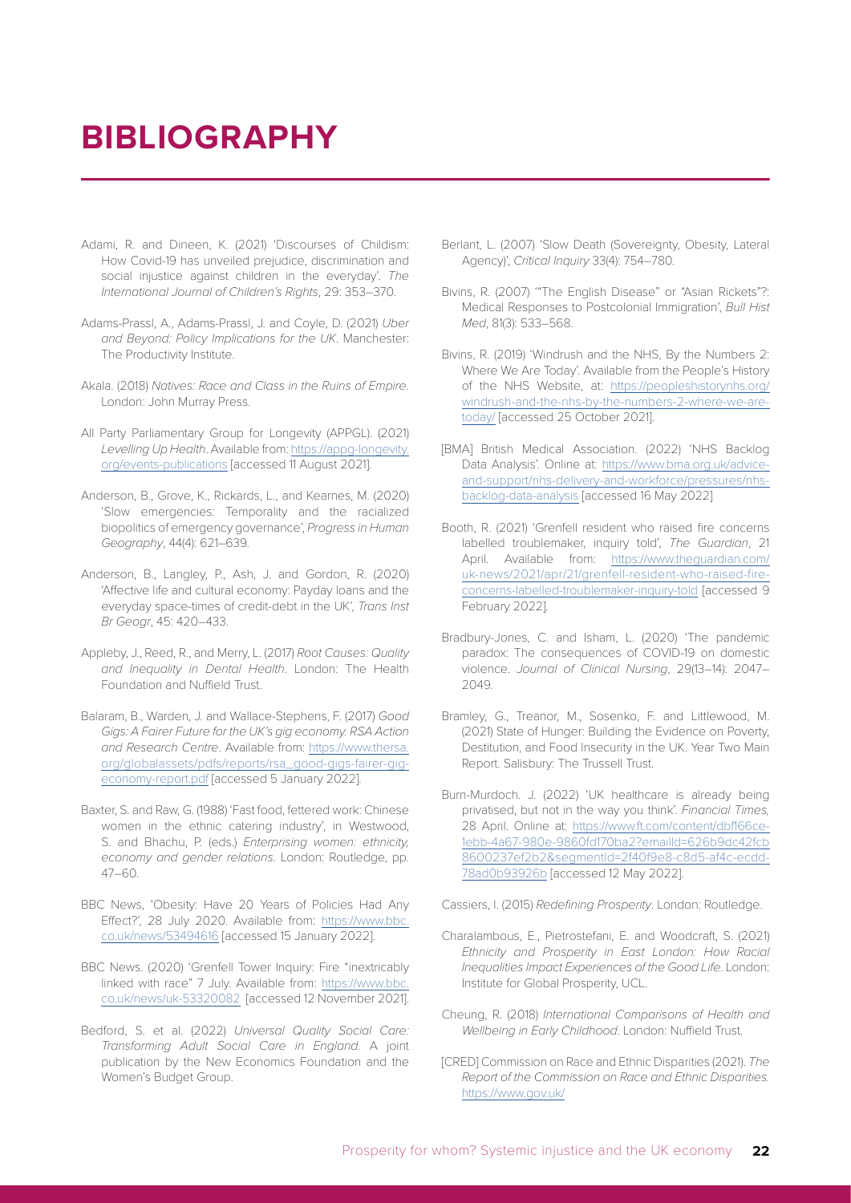# BIBLIOGRAPHY

Adami, R. and Dineen, K. (2021) 'Discourses of Childism: How Covid-19 has unveiled prejudice, discrimination and social injustice against children in the everyday'. *The International Journal of Children's Rights*, 29: 353–370.

Adams-Prassl, A., Adams-Prassl, J. and Coyle, D. (2021) *Uber and Beyond: Policy Implications for the UK*. Manchester: The Productivity Institute.

Akala. (2018) *Natives: Race and Class in the Ruins of Empire*. London: John Murray Press.

All Party Parliamentary Group for Longevity (APPGL). (2021) *Levelling Up Health*. Available from: https://appg-longevity.org/events-publications [accessed 11 August 2021].

Anderson, B., Grove, K., Rickards, L., and Kearnes, M. (2020) 'Slow emergencies: Temporality and the racialized biopolitics of emergency governance', *Progress in Human Geography*, 44(4): 621–639.

Anderson, B., Langley, P., Ash, J. and Gordon, R. (2020) 'Affective life and cultural economy: Payday loans and the everyday space-times of credit-debt in the UK', *Trans Inst Br Geogr*, 45: 420–433.

Appleby, J., Reed, R., and Merry, L. (2017) *Root Causes: Quality and Inequality in Dental Health*. London: The Health Foundation and Nuffield Trust.

Balaram, B., Warden, J. and Wallace-Stephens, F. (2017) *Good Gigs: A Fairer Future for the UK's gig economy. RSA Action and Research Centre*. Available from: https://www.thersa.org/globalassets/pdfs/reports/rsa_good-gigs-fairer-gig-economy-report.pdf [accessed 5 January 2022].

Baxter, S. and Raw, G. (1988) 'Fast food, fettered work: Chinese women in the ethnic catering industry', in Westwood, S. and Bhachu, P. (eds.) *Enterprising women: ethnicity, economy and gender relations*. London: Routledge, pp. 47–60.

BBC News, 'Obesity: Have 20 Years of Policies Had Any Effect?', 28 July 2020. Available from: https://www.bbc.co.uk/news/53494616 [accessed 15 January 2022].

BBC News. (2020) 'Grenfell Tower Inquiry: Fire "inextricably linked with race" 7 July. Available from: https://www.bbc.co.uk/news/uk-53320082 [accessed 12 November 2021].

Bedford, S. et al. (2022) *Universal Quality Social Care: Transforming Adult Social Care in England.* A joint publication by the New Economics Foundation and the Women's Budget Group.

Berlant, L. (2007) 'Slow Death (Sovereignty, Obesity, Lateral Agency)', *Critical Inquiry* 33(4): 754–780.

Bivins, R. (2007) '"The English Disease" or "Asian Rickets"?: Medical Responses to Postcolonial Immigration', *Bull Hist Med*, 81(3): 533–568.

Bivins, R. (2019) 'Windrush and the NHS, By the Numbers 2: Where We Are Today'. Available from the People's History of the NHS Website, at: https://peopleshistorynhs.org/windrush-and-the-nhs-by-the-numbers-2-where-we-are-today/ [accessed 25 October 2021].

[BMA] British Medical Association. (2022) 'NHS Backlog Data Analysis'. Online at: https://www.bma.org.uk/advice-and-support/nhs-delivery-and-workforce/pressures/nhs-backlog-data-analysis [accessed 16 May 2022]

Booth, R. (2021) 'Grenfell resident who raised fire concerns labelled troublemaker, inquiry told', *The Guardian*, 21 April. Available from: https://www.theguardian.com/uk-news/2021/apr/21/grenfell-resident-who-raised-fire-concerns-labelled-troublemaker-inquiry-told [accessed 9 February 2022].

Bradbury-Jones, C. and Isham, L. (2020) 'The pandemic paradox: The consequences of COVID-19 on domestic violence. *Journal of Clinical Nursing*, 29(13–14): 2047–2049.

Bramley, G., Treanor, M., Sosenko, F. and Littlewood, M. (2021) State of Hunger: Building the Evidence on Poverty, Destitution, and Food Insecurity in the UK. Year Two Main Report. Salisbury: The Trussell Trust.

Burn-Murdoch. J. (2022) 'UK healthcare is already being privatised, but not in the way you think'. *Financial Times,* 28 April. Online at: https://www.ft.com/content/dbf166ce-1ebb-4a67-980e-9860fd170ba2?emailId=626b9dc42fcb8600237ef2b2&segmentId=2f40f9e8-c8d5-af4c-ecdd-78ad0b93926b [accessed 12 May 2022].

Cassiers, I. (2015) *Redefining Prosperity*. London: Routledge.

Charalambous, E., Pietrostefani, E. and Woodcraft, S. (2021) *Ethnicity and Prosperity in East London: How Racial Inequalities Impact Experiences of the Good Life*. London: Institute for Global Prosperity, UCL.

Cheung, R. (2018) *International Comparisons of Health and Wellbeing in Early Childhood*. London: Nuffield Trust.

[CRED] Commission on Race and Ethnic Disparities (2021). *The Report of the Commission on Race and Ethnic Disparities.* https://www.gov.uk/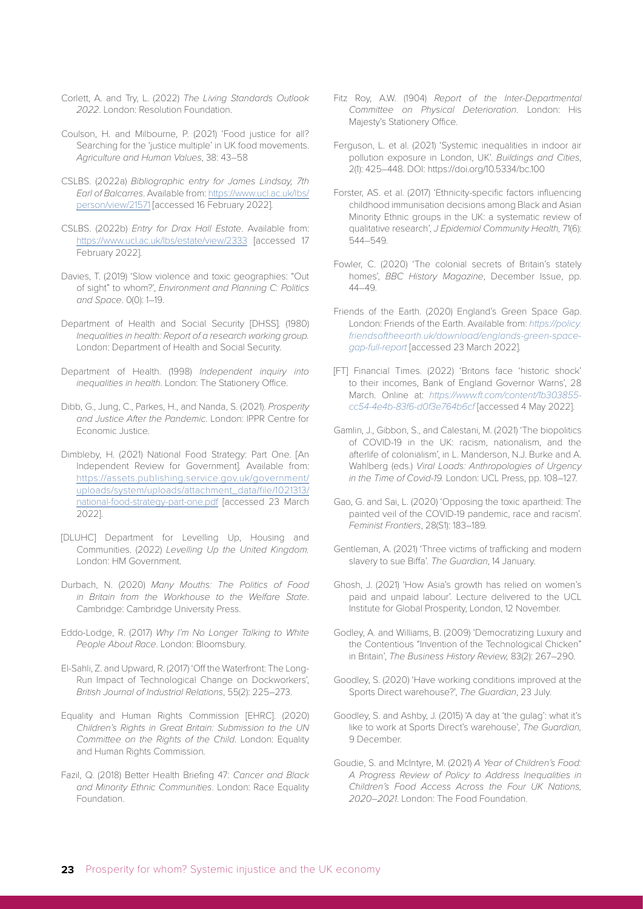Corlett, A. and Try, L. (2022) *The Living Standards Outlook 2022*. London: Resolution Foundation.

Coulson, H. and Milbourne, P. (2021) 'Food justice for all? Searching for the 'justice multiple' in UK food movements. *Agriculture and Human Values*, 38: 43–58

CSLBS. (2022a) *Bibliographic entry for James Lindsay, 7th Earl of Balcarres*. Available from: https://www.ucl.ac.uk/lbs/person/view/21571 [accessed 16 February 2022].

CSLBS. (2022b) *Entry for Drax Hall Estate*. Available from: https://www.ucl.ac.uk/lbs/estate/view/2333 [accessed 17 February 2022].

Davies, T. (2019) 'Slow violence and toxic geographies: "Out of sight" to whom?', *Environment and Planning C: Politics and Space*. 0(0): 1–19.

Department of Health and Social Security [DHSS]. (1980) *Inequalities in health: Report of a research working group*. London: Department of Health and Social Security.

Department of Health. (1998) *Independent inquiry into inequalities in health*. London: The Stationery Office.

Dibb, G., Jung, C., Parkes, H., and Nanda, S. (2021). *Prosperity and Justice After the Pandemic*. London: IPPR Centre for Economic Justice.

Dimbleby, H. (2021) National Food Strategy: Part One. [An Independent Review for Government]. Available from: https://assets.publishing.service.gov.uk/government/uploads/system/uploads/attachment_data/file/1021313/national-food-strategy-part-one.pdf [accessed 23 March 2022].

[DLUHC] Department for Levelling Up, Housing and Communities. (2022) *Levelling Up the United Kingdom*. London: HM Government.

Durbach, N. (2020) *Many Mouths: The Politics of Food in Britain from the Workhouse to the Welfare State*. Cambridge: Cambridge University Press.

Eddo-Lodge, R. (2017) *Why I'm No Longer Talking to White People About Race*. London: Bloomsbury.

El-Sahli, Z. and Upward, R. (2017) 'Off the Waterfront: The Long-Run Impact of Technological Change on Dockworkers', *British Journal of Industrial Relations*, 55(2): 225–273.

Equality and Human Rights Commission [EHRC]. (2020) *Children's Rights in Great Britain: Submission to the UN Committee on the Rights of the Child*. London: Equality and Human Rights Commission.

Fazil, Q. (2018) Better Health Briefing 47: *Cancer and Black and Minority Ethnic Communities*. London: Race Equality Foundation.

Fitz Roy, A.W. (1904) *Report of the Inter-Departmental Committee on Physical Deterioration*. London: His Majesty's Stationery Office.

Ferguson, L. et al. (2021) 'Systemic inequalities in indoor air pollution exposure in London, UK'. *Buildings and Cities*, 2(1): 425–448. DOI: https://doi.org/10.5334/bc.100

Forster, AS. et al. (2017) 'Ethnicity-specific factors influencing childhood immunisation decisions among Black and Asian Minority Ethnic groups in the UK: a systematic review of qualitative research', *J Epidemiol Community Health,* 71(6): 544–549.

Fowler, C. (2020) 'The colonial secrets of Britain's stately homes', *BBC History Magazine*, December Issue, pp. 44–49.

Friends of the Earth. (2020) England's Green Space Gap. London: Friends of the Earth. Available from: *https://policy.friendsoftheearth.uk/download/englands-green-space-gap-full-report* [accessed 23 March 2022].

[FT] Financial Times. (2022) 'Britons face 'historic shock' to their incomes, Bank of England Governor Warns', 28 March. Online at: *https://www.ft.com/content/1b303855-cc54-4e4b-83f6-d0f3e764b6cf* [accessed 4 May 2022].

Gamlin, J., Gibbon, S., and Calestani, M. (2021) 'The biopolitics of COVID-19 in the UK: racism, nationalism, and the afterlife of colonialism', in L. Manderson, N.J. Burke and A. Wahlberg (eds.) *Viral Loads: Anthropologies of Urgency in the Time of Covid-19.* London: UCL Press, pp. 108–127.

Gao, G. and Sai, L. (2020) 'Opposing the toxic apartheid: The painted veil of the COVID-19 pandemic, race and racism'. *Feminist Frontiers*, 28(S1): 183–189.

Gentleman, A. (2021) 'Three victims of trafficking and modern slavery to sue Biffa'. *The Guardian*, 14 January.

Ghosh, J. (2021) 'How Asia's growth has relied on women's paid and unpaid labour'. Lecture delivered to the UCL Institute for Global Prosperity, London, 12 November.

Godley, A. and Williams, B. (2009) 'Democratizing Luxury and the Contentious "Invention of the Technological Chicken" in Britain', *The Business History Review,* 83(2): 267–290.

Goodley, S. (2020) 'Have working conditions improved at the Sports Direct warehouse?', *The Guardian*, 23 July.

Goodley, S. and Ashby, J. (2015) 'A day at 'the gulag': what it's like to work at Sports Direct's warehouse', *The Guardian,* 9 December.

Goudie, S. and McIntyre, M. (2021) *A Year of Children's Food: A Progress Review of Policy to Address Inequalities in Children's Food Access Across the Four UK Nations, 2020–2021*. London: The Food Foundation.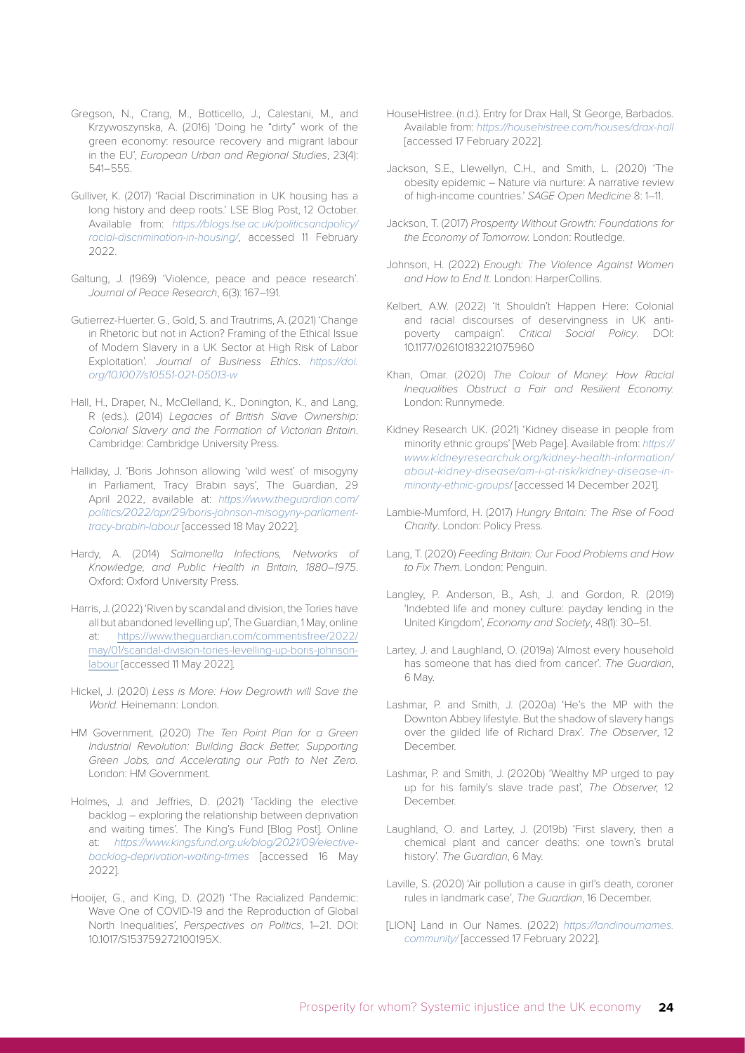Gregson, N., Crang, M., Botticello, J., Calestani, M., and Krzywoszynska, A. (2016) 'Doing he "dirty" work of the green economy: resource recovery and migrant labour in the EU', *European Urban and Regional Studies*, 23(4): 541–555.

Gulliver, K. (2017) 'Racial Discrimination in UK housing has a long history and deep roots.' LSE Blog Post, 12 October. Available from: *https://blogs.lse.ac.uk/politicsandpolicy/racial-discrimination-in-housing/*, accessed 11 February 2022.

Galtung, J. (1969) 'Violence, peace and peace research'. *Journal of Peace Research*, 6(3): 167–191.

Gutierrez-Huerter. G., Gold, S. and Trautrims, A. (2021) 'Change in Rhetoric but not in Action? Framing of the Ethical Issue of Modern Slavery in a UK Sector at High Risk of Labor Exploitation'. *Journal of Business Ethics*. *https://doi.org/10.1007/s10551-021-05013-w*

Hall, H., Draper, N., McClelland, K., Donington, K., and Lang, R (eds.). (2014) *Legacies of British Slave Ownership: Colonial Slavery and the Formation of Victorian Britain*. Cambridge: Cambridge University Press.

Halliday, J. 'Boris Johnson allowing 'wild west' of misogyny in Parliament, Tracy Brabin says', The Guardian, 29 April 2022, available at: *https://www.theguardian.com/politics/2022/apr/29/boris-johnson-misogyny-parliament-tracy-brabin-labour* [accessed 18 May 2022].

Hardy, A. (2014) *Salmonella Infections, Networks of Knowledge, and Public Health in Britain, 1880–1975*. Oxford: Oxford University Press.

Harris, J. (2022) 'Riven by scandal and division, the Tories have all but abandoned levelling up', The Guardian, 1 May, online at: https://www.theguardian.com/commentisfree/2022/may/01/scandal-division-tories-levelling-up-boris-johnson-labour [accessed 11 May 2022].

Hickel, J. (2020) *Less is More: How Degrowth will Save the World.* Heinemann: London.

HM Government. (2020) *The Ten Point Plan for a Green Industrial Revolution: Building Back Better, Supporting Green Jobs, and Accelerating our Path to Net Zero.* London: HM Government.

Holmes, J. and Jeffries, D. (2021) 'Tackling the elective backlog – exploring the relationship between deprivation and waiting times'. The King's Fund [Blog Post]. Online at: *https://www.kingsfund.org.uk/blog/2021/09/elective-backlog-deprivation-waiting-times* [accessed 16 May 2022].

Hooijer, G., and King, D. (2021) 'The Racialized Pandemic: Wave One of COVID-19 and the Reproduction of Global North Inequalities', *Perspectives on Politics*, 1–21. DOI: 10.1017/S153759272100195X.

HouseHistree. (n.d.). Entry for Drax Hall, St George, Barbados. Available from: *https://househistree.com/houses/drax-hall* [accessed 17 February 2022].

Jackson, S.E., Llewellyn, C.H., and Smith, L. (2020) 'The obesity epidemic – Nature via nurture: A narrative review of high-income countries.' *SAGE Open Medicine* 8: 1–11.

Jackson, T. (2017) *Prosperity Without Growth: Foundations for the Economy of Tomorrow.* London: Routledge.

Johnson, H. (2022) *Enough: The Violence Against Women and How to End It*. London: HarperCollins.

Kelbert, A.W. (2022) 'It Shouldn't Happen Here: Colonial and racial discourses of deservingness in UK anti-poverty campaign'. *Critical Social Policy*. DOI: 10.1177/02610183221075960

Khan, Omar. (2020) *The Colour of Money: How Racial Inequalities Obstruct a Fair and Resilient Economy.* London: Runnymede.

Kidney Research UK. (2021) 'Kidney disease in people from minority ethnic groups' [Web Page]. Available from: *https://www.kidneyresearchuk.org/kidney-health-information/about-kidney-disease/am-i-at-risk/kidney-disease-in-minority-ethnic-groups/* [accessed 14 December 2021].

Lambie-Mumford, H. (2017) *Hungry Britain: The Rise of Food Charity*. London: Policy Press.

Lang, T. (2020) *Feeding Britain: Our Food Problems and How to Fix Them*. London: Penguin.

Langley, P. Anderson, B., Ash, J. and Gordon, R. (2019) 'Indebted life and money culture: payday lending in the United Kingdom', *Economy and Society*, 48(1): 30–51.

Lartey, J. and Laughland, O. (2019a) 'Almost every household has someone that has died from cancer'. *The Guardian*, 6 May.

Lashmar, P. and Smith, J. (2020a) 'He's the MP with the Downton Abbey lifestyle. But the shadow of slavery hangs over the gilded life of Richard Drax'. *The Observer*, 12 December.

Lashmar, P. and Smith, J. (2020b) 'Wealthy MP urged to pay up for his family's slave trade past', *The Observer,* 12 December.

Laughland, O. and Lartey, J. (2019b) 'First slavery, then a chemical plant and cancer deaths: one town's brutal history'. *The Guardian*, 6 May.

Laville, S. (2020) 'Air pollution a cause in girl's death, coroner rules in landmark case', *The Guardian*, 16 December.

[LION] Land in Our Names. (2022) *https://landinournames.community/* [accessed 17 February 2022].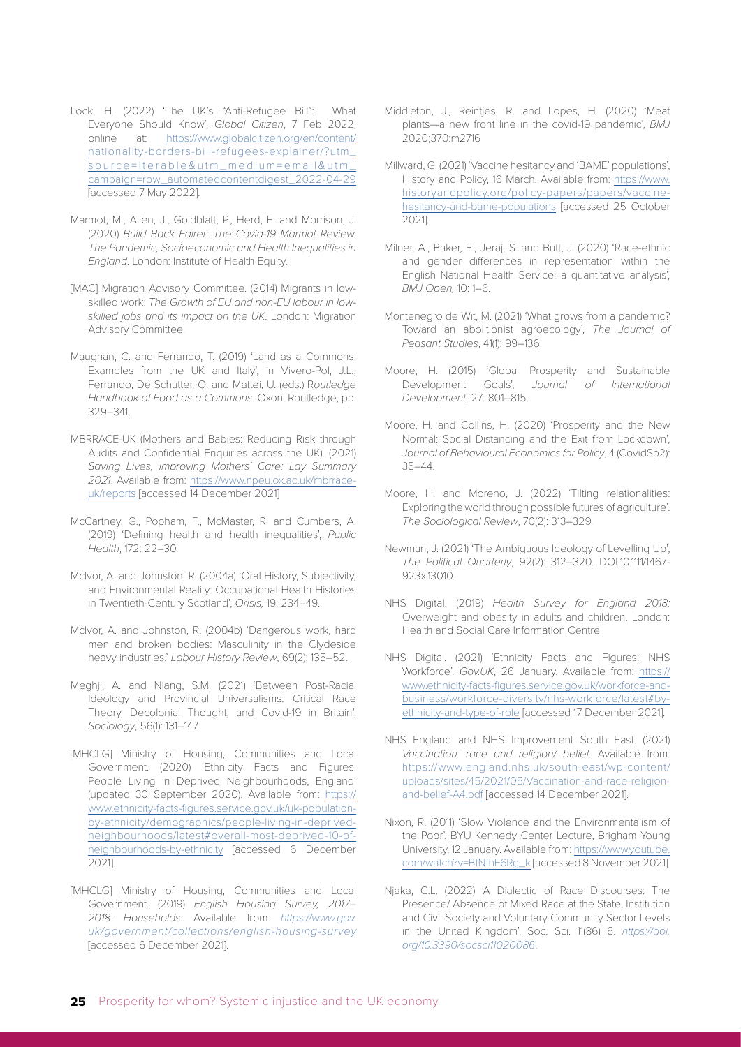Lock, H. (2022) 'The UK's "Anti-Refugee Bill": What Everyone Should Know', *Global Citizen*, 7 Feb 2022, online at: https://www.globalcitizen.org/en/content/nationality-borders-bill-refugees-explainer/?utm_source=Iterable&utm_medium=email&utm_campaign=row_automatedcontentdigest_2022-04-29 [accessed 7 May 2022].

Marmot, M., Allen, J., Goldblatt, P., Herd, E. and Morrison, J. (2020) *Build Back Fairer: The Covid-19 Marmot Review. The Pandemic, Socioeconomic and Health Inequalities in England*. London: Institute of Health Equity.

[MAC] Migration Advisory Committee. (2014) Migrants in low-skilled work: *The Growth of EU and non-EU labour in low-skilled jobs and its impact on the UK*. London: Migration Advisory Committee.

Maughan, C. and Ferrando, T. (2019) 'Land as a Commons: Examples from the UK and Italy', in Vivero-Pol, J.L., Ferrando, De Schutter, O. and Mattei, U. (eds.) R*outledge Handbook of Food as a Commons*. Oxon: Routledge, pp. 329–341.

MBRRACE-UK (Mothers and Babies: Reducing Risk through Audits and Confidential Enquiries across the UK). (2021) *Saving Lives, Improving Mothers' Care: Lay Summary 2021*. Available from: https://www.npeu.ox.ac.uk/mbrrace-uk/reports [accessed 14 December 2021]

McCartney, G., Popham, F., McMaster, R. and Cumbers, A. (2019) 'Defining health and health inequalities', *Public Health*, 172: 22–30.

McIvor, A. and Johnston, R. (2004a) 'Oral History, Subjectivity, and Environmental Reality: Occupational Health Histories in Twentieth-Century Scotland', *Orisis,* 19: 234–49.

McIvor, A. and Johnston, R. (2004b) 'Dangerous work, hard men and broken bodies: Masculinity in the Clydeside heavy industries.' *Labour History Review*, 69(2): 135–52.

Meghji, A. and Niang, S.M. (2021) 'Between Post-Racial Ideology and Provincial Universalisms: Critical Race Theory, Decolonial Thought, and Covid-19 in Britain', *Sociology*, 56(1): 131–147.

[MHCLG] Ministry of Housing, Communities and Local Government. (2020) 'Ethnicity Facts and Figures: People Living in Deprived Neighbourhoods, England' (updated 30 September 2020). Available from: https://www.ethnicity-facts-figures.service.gov.uk/uk-population-by-ethnicity/demographics/people-living-in-deprived-neighbourhoods/latest#overall-most-deprived-10-of-neighbourhoods-by-ethnicity [accessed 6 December 2021].

[MHCLG] Ministry of Housing, Communities and Local Government. (2019) *English Housing Survey, 2017–2018: Households*. Available from: *https://www.gov.uk/government/collections/english-housing-survey* [accessed 6 December 2021].

Middleton, J., Reintjes, R. and Lopes, H. (2020) 'Meat plants—a new front line in the covid-19 pandemic', *BMJ* 2020;370:m2716

Millward, G. (2021) 'Vaccine hesitancy and 'BAME' populations', History and Policy, 16 March. Available from: https://www.historyandpolicy.org/policy-papers/papers/vaccine-hesitancy-and-bame-populations [accessed 25 October 2021].

Milner, A., Baker, E., Jeraj, S. and Butt, J. (2020) 'Race-ethnic and gender differences in representation within the English National Health Service: a quantitative analysis', *BMJ Open,* 10: 1–6.

Montenegro de Wit, M. (2021) 'What grows from a pandemic? Toward an abolitionist agroecology', *The Journal of Peasant Studies*, 41(1): 99–136.

Moore, H. (2015) 'Global Prosperity and Sustainable Development Goals', *Journal of International Development*, 27: 801–815.

Moore, H. and Collins, H. (2020) 'Prosperity and the New Normal: Social Distancing and the Exit from Lockdown', *Journal of Behavioural Economics for Policy*, 4 (CovidSp2): 35–44.

Moore, H. and Moreno, J. (2022) 'Tilting relationalities: Exploring the world through possible futures of agriculture'. *The Sociological Review*, 70(2): 313–329.

Newman, J. (2021) 'The Ambiguous Ideology of Levelling Up', *The Political Quarterly*, 92(2): 312–320. DOI:10.1111/1467-923x.13010.

NHS Digital. (2019) *Health Survey for England 2018:* Overweight and obesity in adults and children. London: Health and Social Care Information Centre.

NHS Digital. (2021) 'Ethnicity Facts and Figures: NHS Workforce'. *Gov.UK*, 26 January. Available from: https://www.ethnicity-facts-figures.service.gov.uk/workforce-and-business/workforce-diversity/nhs-workforce/latest#by-ethnicity-and-type-of-role [accessed 17 December 2021].

NHS England and NHS Improvement South East. (2021) *Vaccination: race and religion/ belief*. Available from: https://www.england.nhs.uk/south-east/wp-content/uploads/sites/45/2021/05/Vaccination-and-race-religion-and-belief-A4.pdf [accessed 14 December 2021].

Nixon, R. (2011) 'Slow Violence and the Environmentalism of the Poor'. BYU Kennedy Center Lecture, Brigham Young University, 12 January. Available from: https://www.youtube.com/watch?v=BtNfhF6Rg_k [accessed 8 November 2021].

Njaka, C.L. (2022) 'A Dialectic of Race Discourses: The Presence/ Absence of Mixed Race at the State, Institution and Civil Society and Voluntary Community Sector Levels in the United Kingdom'. Soc. Sci. 11(86) 6. *https://doi.org/10.3390/socsci11020086*.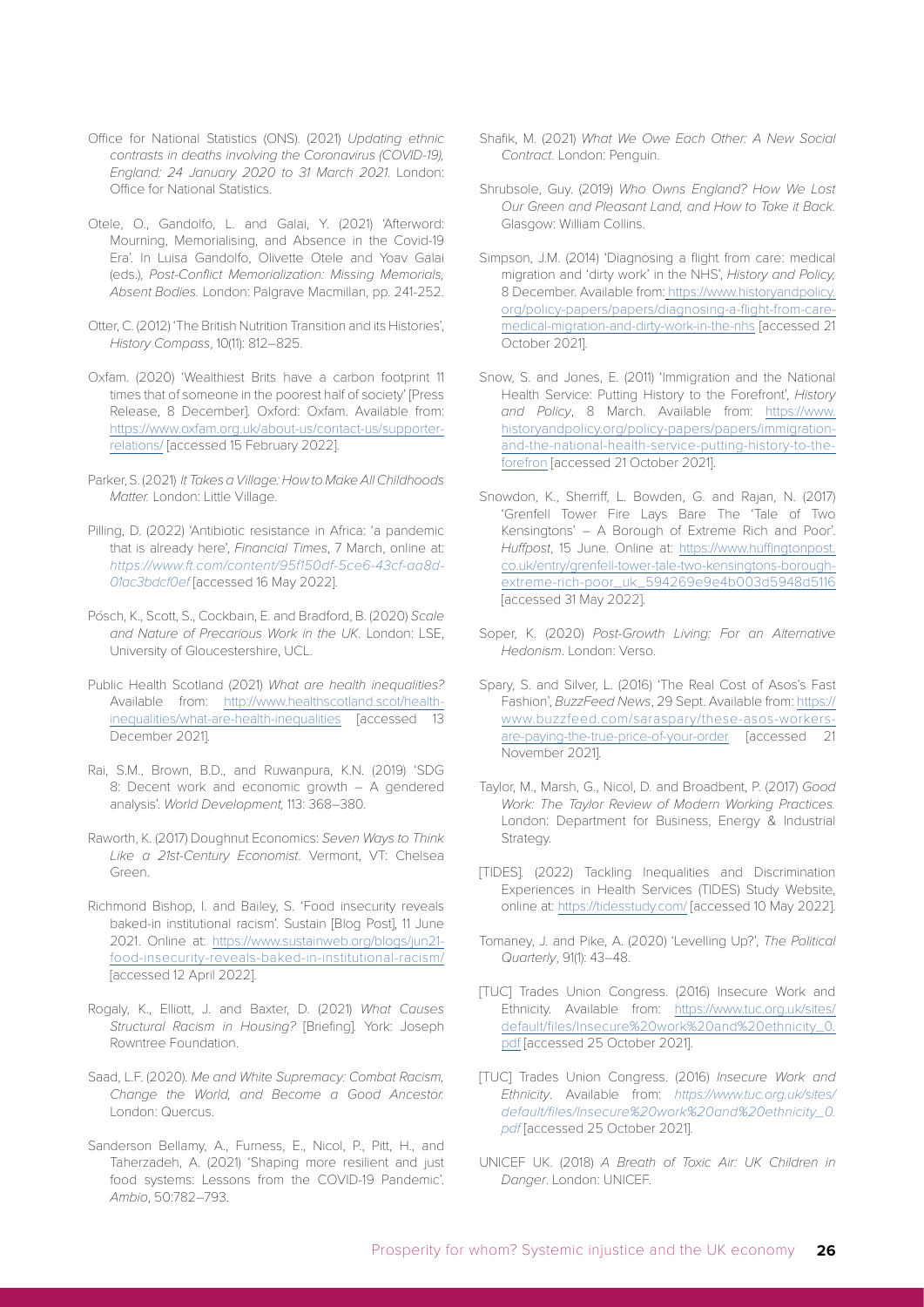Office for National Statistics (ONS). (2021) *Updating ethnic contrasts in deaths involving the Coronavirus (COVID-19), England: 24 January 2020 to 31 March 2021.* London: Office for National Statistics.

Otele, O., Gandolfo, L. and Galai, Y. (2021) 'Afterword: Mourning, Memorialising, and Absence in the Covid-19 Era'. In Luisa Gandolfo, Olivette Otele and Yoav Galai (eds.), *Post-Conflict Memorialization: Missing Memorials, Absent Bodies.* London: Palgrave Macmillan, pp. 241-252.

Otter, C. (2012) 'The British Nutrition Transition and its Histories', *History Compass*, 10(11): 812–825.

Oxfam. (2020) 'Wealthiest Brits have a carbon footprint 11 times that of someone in the poorest half of society' [Press Release, 8 December]. Oxford: Oxfam. Available from: https://www.oxfam.org.uk/about-us/contact-us/supporter-relations/ [accessed 15 February 2022].

Parker, S. (2021) *It Takes a Village: How to Make All Childhoods Matter.* London: Little Village.

Pilling, D. (2022) 'Antibiotic resistance in Africa: 'a pandemic that is already here', *Financial Times*, 7 March, online at: *https://www.ft.com/content/95f150df-5ce6-43cf-aa8d-01ac3bdcf0ef* [accessed 16 May 2022].

Pósch, K., Scott, S., Cockbain, E. and Bradford, B. (2020) *Scale and Nature of Precarious Work in the UK.* London: LSE, University of Gloucestershire, UCL.

Public Health Scotland (2021) *What are health inequalities?* Available from: http://www.healthscotland.scot/health-inequalities/what-are-health-inequalities [accessed 13 December 2021].

Rai, S.M., Brown, B.D., and Ruwanpura, K.N. (2019) 'SDG 8: Decent work and economic growth – A gendered analysis'. *World Development,* 113: 368–380.

Raworth, K. (2017) Doughnut Economics: *Seven Ways to Think Like a 21st-Century Economist.* Vermont, VT: Chelsea Green.

Richmond Bishop, I. and Bailey, S. 'Food insecurity reveals baked-in institutional racism'. Sustain [Blog Post], 11 June 2021. Online at: https://www.sustainweb.org/blogs/jun21-food-insecurity-reveals-baked-in-institutional-racism/ [accessed 12 April 2022].

Rogaly, K., Elliott, J. and Baxter, D. (2021) *What Causes Structural Racism in Housing?* [Briefing]. York: Joseph Rowntree Foundation.

Saad, L.F. (2020). *Me and White Supremacy: Combat Racism, Change the World, and Become a Good Ancestor.* London: Quercus.

Sanderson Bellamy, A., Furness, E., Nicol, P., Pitt, H., and Taherzadeh, A. (2021) 'Shaping more resilient and just food systems: Lessons from the COVID-19 Pandemic'. *Ambio*, 50:782–793.

Shafik, M. (2021) *What We Owe Each Other: A New Social Contract.* London: Penguin.

Shrubsole, Guy. (2019) *Who Owns England? How We Lost Our Green and Pleasant Land, and How to Take it Back.* Glasgow: William Collins.

Simpson, J.M. (2014) 'Diagnosing a flight from care: medical migration and 'dirty work' in the NHS', *History and Policy,* 8 December. Available from: https://www.historyandpolicy.org/policy-papers/papers/diagnosing-a-flight-from-care-medical-migration-and-dirty-work-in-the-nhs [accessed 21 October 2021].

Snow, S. and Jones, E. (2011) 'Immigration and the National Health Service: Putting History to the Forefront', *History and Policy*, 8 March. Available from: https://www.historyandpolicy.org/policy-papers/papers/immigration-and-the-national-health-service-putting-history-to-the-forefron [accessed 21 October 2021].

Snowdon, K., Sherriff, L. Bowden, G. and Rajan, N. (2017) 'Grenfell Tower Fire Lays Bare The 'Tale of Two Kensingtons' – A Borough of Extreme Rich and Poor'. *Huffpost*, 15 June. Online at: https://www.huffingtonpost.co.uk/entry/grenfell-tower-tale-two-kensingtons-borough-extreme-rich-poor_uk_594269e9e4b003d5948d5116 [accessed 31 May 2022].

Soper, K. (2020) *Post-Growth Living: For an Alternative Hedonism*. London: Verso.

Spary, S. and Silver, L. (2016) 'The Real Cost of Asos's Fast Fashion', *BuzzFeed News*, 29 Sept. Available from: https://www.buzzfeed.com/saraspary/these-asos-workers-are-paying-the-true-price-of-your-order [accessed 21 November 2021].

Taylor, M., Marsh, G., Nicol, D. and Broadbent, P. (2017) *Good Work: The Taylor Review of Modern Working Practices.* London: Department for Business, Energy & Industrial Strategy.

[TIDES]. (2022) Tackling Inequalities and Discrimination Experiences in Health Services (TIDES) Study Website, online at: https://tidesstudy.com/ [accessed 10 May 2022].

Tomaney, J. and Pike, A. (2020) 'Levelling Up?', *The Political Quarterly*, 91(1): 43–48.

[TUC] Trades Union Congress. (2016) Insecure Work and Ethnicity. Available from: https://www.tuc.org.uk/sites/default/files/Insecure%20work%20and%20ethnicity_0.pdf [accessed 25 October 2021].

[TUC] Trades Union Congress. (2016) *Insecure Work and Ethnicity*. Available from: *https://www.tuc.org.uk/sites/default/files/Insecure%20work%20and%20ethnicity_0.pdf* [accessed 25 October 2021].

UNICEF UK. (2018) *A Breath of Toxic Air: UK Children in Danger*. London: UNICEF.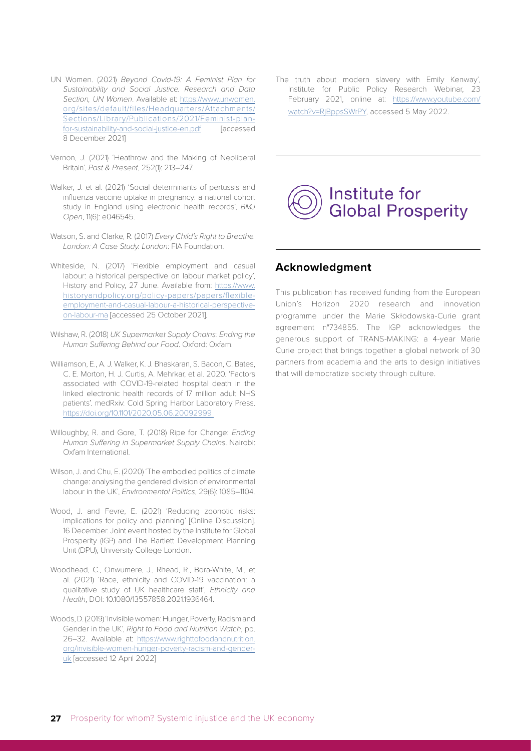UN Women. (2021) *Beyond Covid-19: A Feminist Plan for Sustainability and Social Justice. Research and Data Section, UN Women*. Available at: https://www.unwomen.org/sites/default/files/Headquarters/Attachments/Sections/Library/Publications/2021/Feminist-plan-for-sustainability-and-social-justice-en.pdf [accessed 8 December 2021]

Vernon, J. (2021) 'Heathrow and the Making of Neoliberal Britain', *Past & Present*, 252(1): 213–247.

Walker, J. et al. (2021) 'Social determinants of pertussis and influenza vaccine uptake in pregnancy: a national cohort study in England using electronic health records', *BMJ Open*, 11(6): e046545.

Watson, S. and Clarke, R. (2017) *Every Child's Right to Breathe. London: A Case Study. London*: FIA Foundation.

Whiteside, N. (2017) 'Flexible employment and casual labour: a historical perspective on labour market policy', History and Policy, 27 June. Available from: https://www.historyandpolicy.org/policy-papers/papers/flexible-employment-and-casual-labour-a-historical-perspective-on-labour-ma [accessed 25 October 2021].

Wilshaw, R. (2018) *UK Supermarket Supply Chains: Ending the Human Suffering Behind our Food*. Oxford: Oxfam.

Williamson, E., A. J. Walker, K. J. Bhaskaran, S. Bacon, C. Bates, C. E. Morton, H. J. Curtis, A. Mehrkar, et al. 2020. 'Factors associated with COVID-19-related hospital death in the linked electronic health records of 17 million adult NHS patients'. medRxiv. Cold Spring Harbor Laboratory Press. https://doi.org/10.1101/2020.05.06.20092999

Willoughby, R. and Gore, T. (2018) Ripe for Change: *Ending Human Suffering in Supermarket Supply Chains*. Nairobi: Oxfam International.

Wilson, J. and Chu, E. (2020) 'The embodied politics of climate change: analysing the gendered division of environmental labour in the UK', *Environmental Politics*, 29(6): 1085–1104.

Wood, J. and Fevre, E. (2021) 'Reducing zoonotic risks: implications for policy and planning' [Online Discussion]. 16 December. Joint event hosted by the Institute for Global Prosperity (IGP) and The Bartlett Development Planning Unit (DPU), University College London.

Woodhead, C., Onwumere, J., Rhead, R., Bora-White, M., et al. (2021) 'Race, ethnicity and COVID-19 vaccination: a qualitative study of UK healthcare staff', *Ethnicity and Health*, DOI: 10.1080/13557858.2021.1936464.

Woods, D. (2019) 'Invisible women: Hunger, Poverty, Racism and Gender in the UK', *Right to Food and Nutrition Watch*, pp. 26–32. Available at: https://www.righttofoodandnutrition.org/invisible-women-hunger-poverty-racism-and-gender-uk [accessed 12 April 2022]

The truth about modern slavery with Emily Kenway', Institute for Public Policy Research Webinar, 23 February 2021, online at: https://www.youtube.com/watch?v=RjBppsSWrPY, accessed 5 May 2022.

Institute for Global Prosperity

## Acknowledgment

This publication has received funding from the European Union's Horizon 2020 research and innovation programme under the Marie Skłodowska-Curie grant agreement n°734855. The IGP acknowledges the generous support of TRANS-MAKING: a 4-year Marie Curie project that brings together a global network of 30 partners from academia and the arts to design initiatives that will democratize society through culture.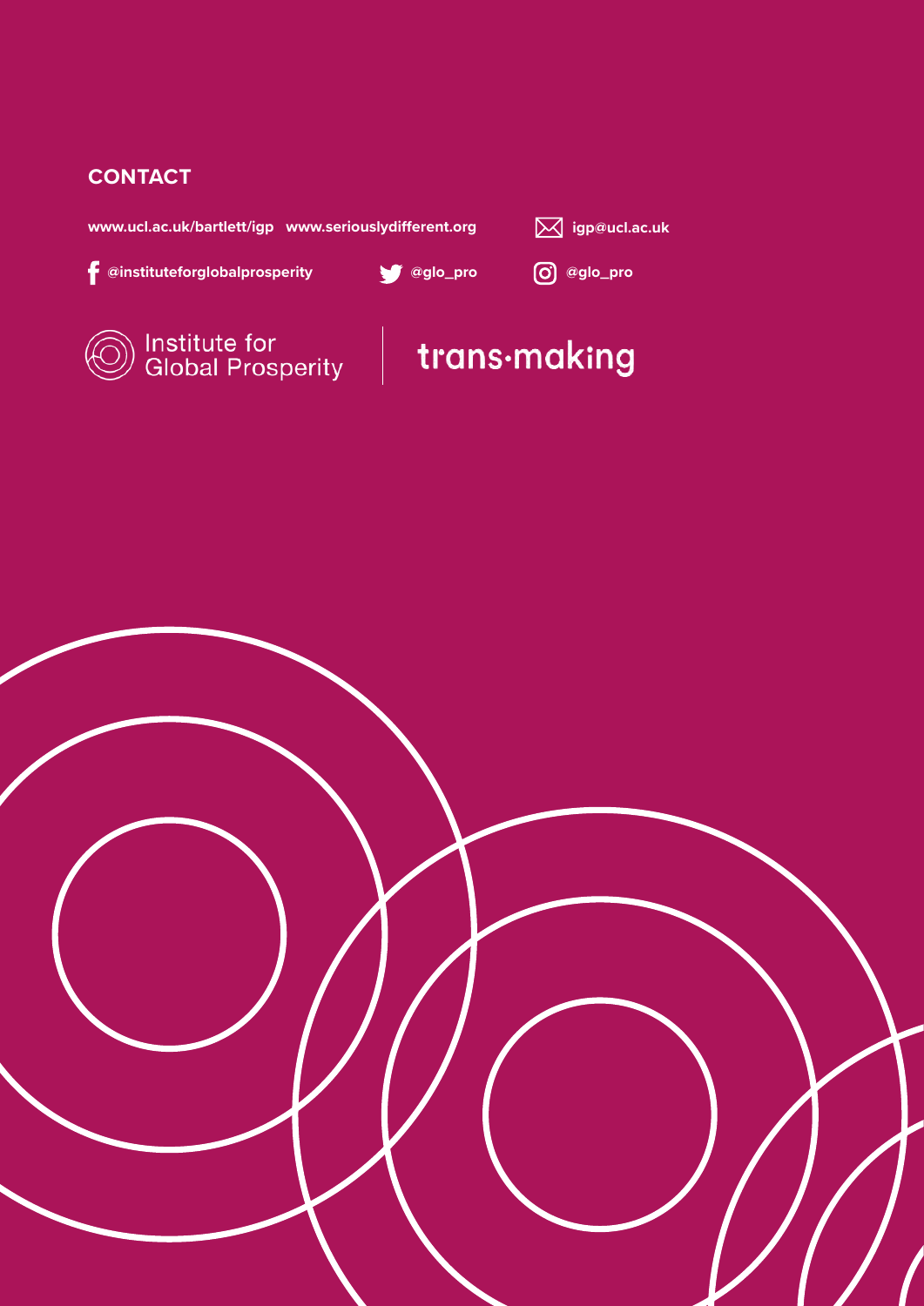**CONTACT**

www.ucl.ac.uk/bartlett/igp www.seriouslydifferent.org

igp@ucl.ac.uk

@instituteforglobalprosperity

@glo_pro

@glo_pro

Institute for Global Prosperity

trans·making